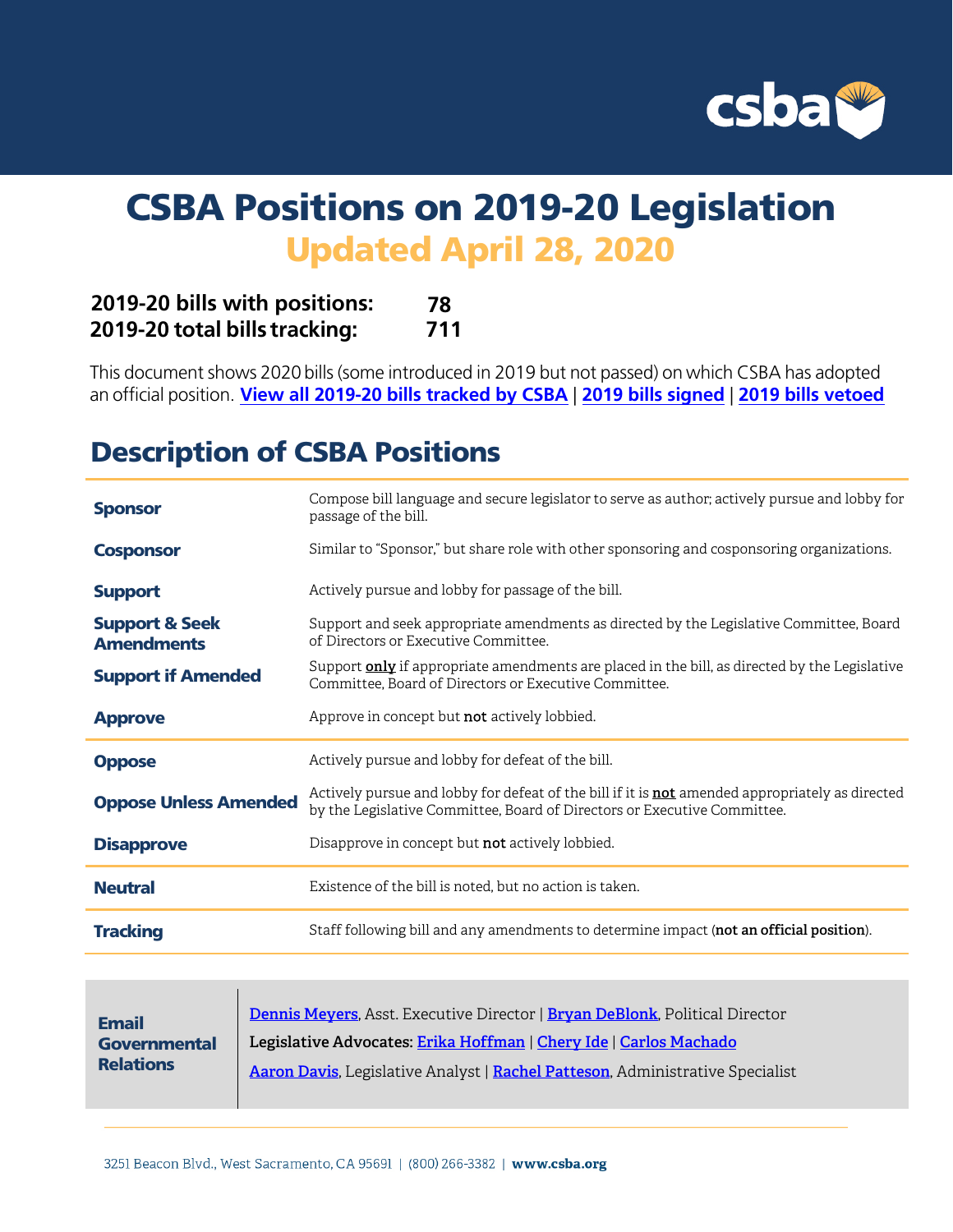# CSBA Positions on 2019-20 Legislation

## Updated April 28, 2020

**2019-20 bills with positions: 78**
**2019-20 total bills tracking: 711**

This document shows 2020 bills (some introduced in 2019 but not passed) on which CSBA has adopted an official position. **View all 2019-20 bills tracked by CSBA** | **2019 bills signed** | **2019 bills vetoed**

## Description of CSBA Positions

| Position | Description |
|---|---|
| **Sponsor** | Compose bill language and secure legislator to serve as author; actively pursue and lobby for passage of the bill. |
| **Cosponsor** | Similar to "Sponsor," but share role with other sponsoring and cosponsoring organizations. |
| **Support** | Actively pursue and lobby for passage of the bill. |
| **Support & Seek Amendments** | Support and seek appropriate amendments as directed by the Legislative Committee, Board of Directors or Executive Committee. |
| **Support if Amended** | Support **only** if appropriate amendments are placed in the bill, as directed by the Legislative Committee, Board of Directors or Executive Committee. |
| **Approve** | Approve in concept but **not** actively lobbied. |
| **Oppose** | Actively pursue and lobby for defeat of the bill. |
| **Oppose Unless Amended** | Actively pursue and lobby for defeat of the bill if it is **not** amended appropriately as directed by the Legislative Committee, Board of Directors or Executive Committee. |
| **Disapprove** | Disapprove in concept but **not** actively lobbied. |
| **Neutral** | Existence of the bill is noted, but no action is taken. |
| **Tracking** | Staff following bill and any amendments to determine impact (**not an official position**). |

**Email Governmental Relations**

Dennis Meyers, Asst. Executive Director | Bryan DeBlonk, Political Director

**Legislative Advocates:** Erika Hoffman | Chery Ide | Carlos Machado

Aaron Davis, Legislative Analyst | Rachel Patteson, Administrative Specialist

3251 Beacon Blvd., West Sacramento, CA 95691 | (800) 266-3382 | **www.csba.org**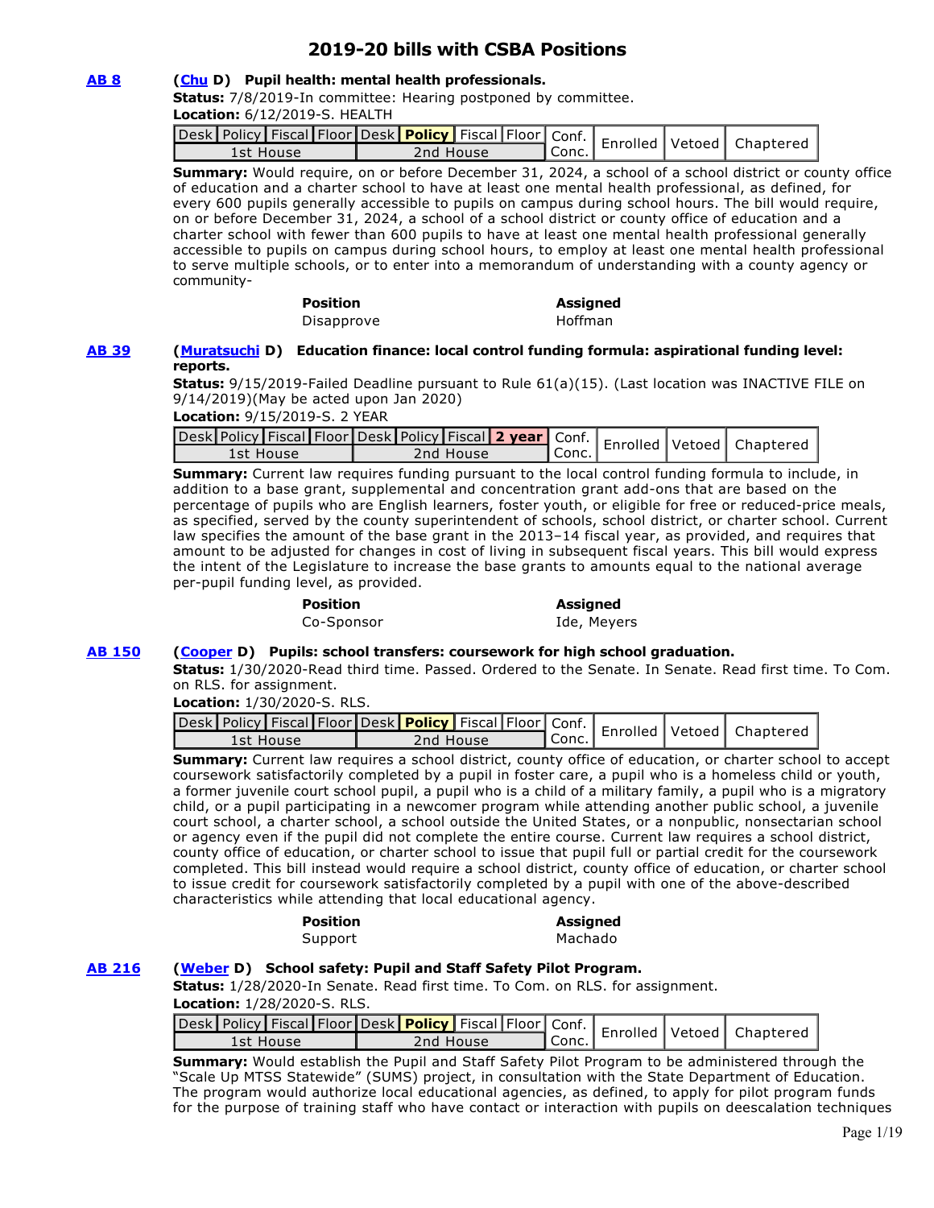# 2019-20 bills with CSBA Positions

**AB 8** **(Chu D) Pupil health: mental health professionals.**

**Status:** 7/8/2019-In committee: Hearing postponed by committee.

**Location:** 6/12/2019-S. HEALTH

| Desk | Policy | Fiscal | Floor | Desk | **Policy** | Fiscal | Floor | Conf. Conc. | Enrolled | Vetoed | Chaptered |
|---|---|---|---|---|---|---|---|---|---|---|---|
| 1st House | | | | 2nd House | | | | | | | |

**Summary:** Would require, on or before December 31, 2024, a school of a school district or county office of education and a charter school to have at least one mental health professional, as defined, for every 600 pupils generally accessible to pupils on campus during school hours. The bill would require, on or before December 31, 2024, a school of a school district or county office of education and a charter school with fewer than 600 pupils to have at least one mental health professional generally accessible to pupils on campus during school hours, to employ at least one mental health professional to serve multiple schools, or to enter into a memorandum of understanding with a county agency or community-

| Position | Assigned |
|---|---|
| Disapprove | Hoffman |

**AB 39** **(Muratsuchi D) Education finance: local control funding formula: aspirational funding level: reports.**

**Status:** 9/15/2019-Failed Deadline pursuant to Rule 61(a)(15). (Last location was INACTIVE FILE on 9/14/2019)(May be acted upon Jan 2020)

**Location:** 9/15/2019-S. 2 YEAR

| Desk | Policy | Fiscal | Floor | Desk | Policy | Fiscal | **2 year** | Conf. Conc. | Enrolled | Vetoed | Chaptered |
|---|---|---|---|---|---|---|---|---|---|---|---|
| 1st House | | | | 2nd House | | | | | | | |

**Summary:** Current law requires funding pursuant to the local control funding formula to include, in addition to a base grant, supplemental and concentration grant add-ons that are based on the percentage of pupils who are English learners, foster youth, or eligible for free or reduced-price meals, as specified, served by the county superintendent of schools, school district, or charter school. Current law specifies the amount of the base grant in the 2013–14 fiscal year, as provided, and requires that amount to be adjusted for changes in cost of living in subsequent fiscal years. This bill would express the intent of the Legislature to increase the base grants to amounts equal to the national average per-pupil funding level, as provided.

| Position | Assigned |
|---|---|
| Co-Sponsor | Ide, Meyers |

**AB 150** **(Cooper D) Pupils: school transfers: coursework for high school graduation.**

**Status:** 1/30/2020-Read third time. Passed. Ordered to the Senate. In Senate. Read first time. To Com. on RLS. for assignment.

**Location:** 1/30/2020-S. RLS.

| Desk | Policy | Fiscal | Floor | Desk | **Policy** | Fiscal | Floor | Conf. Conc. | Enrolled | Vetoed | Chaptered |
|---|---|---|---|---|---|---|---|---|---|---|---|
| 1st House | | | | 2nd House | | | | | | | |

**Summary:** Current law requires a school district, county office of education, or charter school to accept coursework satisfactorily completed by a pupil in foster care, a pupil who is a homeless child or youth, a former juvenile court school pupil, a pupil who is a child of a military family, a pupil who is a migratory child, or a pupil participating in a newcomer program while attending another public school, a juvenile court school, a charter school, a school outside the United States, or a nonpublic, nonsectarian school or agency even if the pupil did not complete the entire course. Current law requires a school district, county office of education, or charter school to issue that pupil full or partial credit for the coursework completed. This bill instead would require a school district, county office of education, or charter school to issue credit for coursework satisfactorily completed by a pupil with one of the above-described characteristics while attending that local educational agency.

| Position | Assigned |
|---|---|
| Support | Machado |

**AB 216** **(Weber D) School safety: Pupil and Staff Safety Pilot Program.**

**Status:** 1/28/2020-In Senate. Read first time. To Com. on RLS. for assignment.

**Location:** 1/28/2020-S. RLS.

| Desk | Policy | Fiscal | Floor | Desk | **Policy** | Fiscal | Floor | Conf. Conc. | Enrolled | Vetoed | Chaptered |
|---|---|---|---|---|---|---|---|---|---|---|---|
| 1st House | | | | 2nd House | | | | | | | |

**Summary:** Would establish the Pupil and Staff Safety Pilot Program to be administered through the "Scale Up MTSS Statewide" (SUMS) project, in consultation with the State Department of Education. The program would authorize local educational agencies, as defined, to apply for pilot program funds for the purpose of training staff who have contact or interaction with pupils on deescalation techniques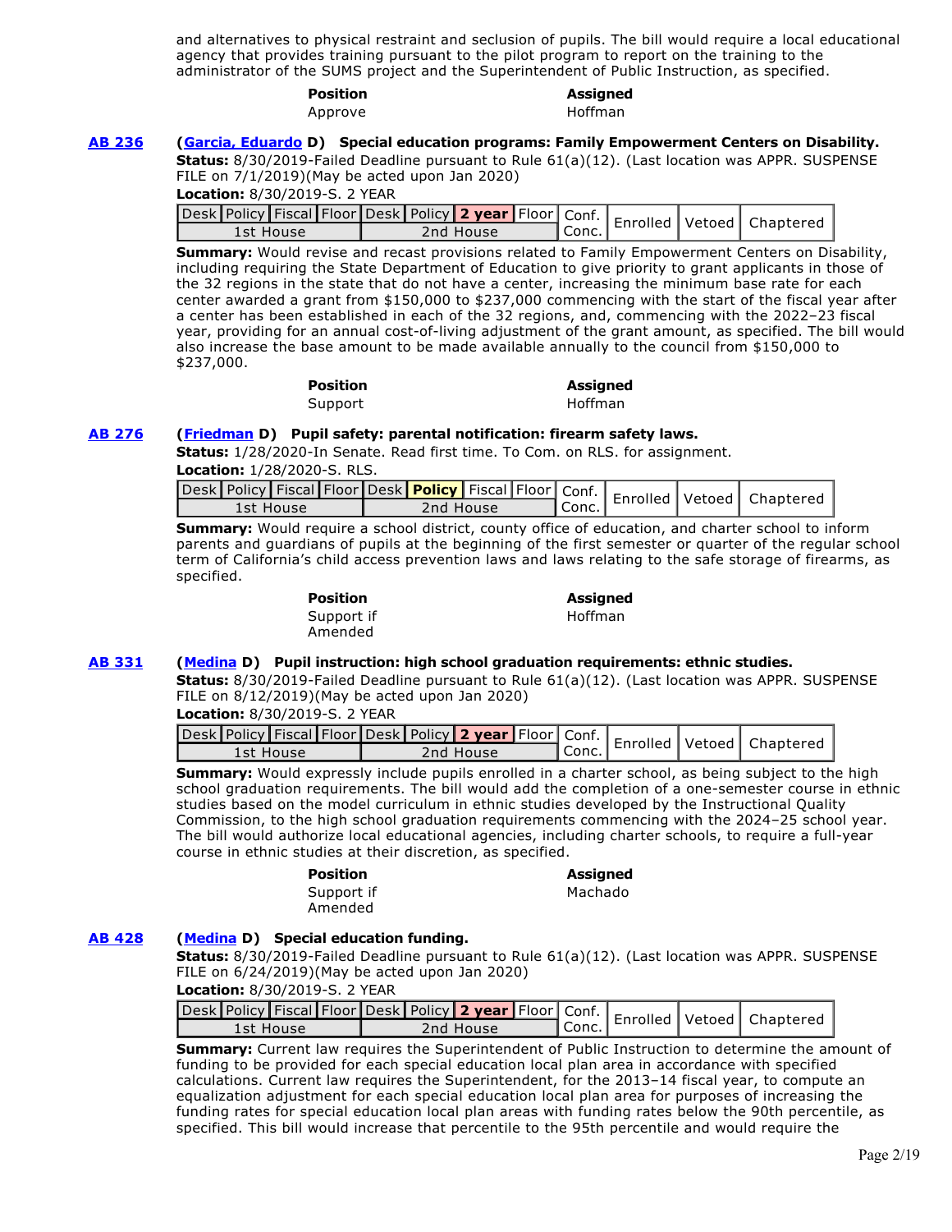and alternatives to physical restraint and seclusion of pupils. The bill would require a local educational agency that provides training pursuant to the pilot program to report on the training to the administrator of the SUMS project and the Superintendent of Public Instruction, as specified.

| **Position** | **Assigned** |
|---|---|
| Approve | Hoffman |

**AB 236** (**Garcia, Eduardo** D) **Special education programs: Family Empowerment Centers on Disability.**

**Status:** 8/30/2019-Failed Deadline pursuant to Rule 61(a)(12). (Last location was APPR. SUSPENSE FILE on 7/1/2019)(May be acted upon Jan 2020)

**Location:** 8/30/2019-S. 2 YEAR

| Desk | Policy | Fiscal | Floor | Desk | Policy | **2 year** | Floor | Conf. Conc. | Enrolled | Vetoed | Chaptered |
|---|---|---|---|---|---|---|---|---|---|---|---|
| 1st House | | | | 2nd House | | | | | | | |

**Summary:** Would revise and recast provisions related to Family Empowerment Centers on Disability, including requiring the State Department of Education to give priority to grant applicants in those of the 32 regions in the state that do not have a center, increasing the minimum base rate for each center awarded a grant from $150,000 to $237,000 commencing with the start of the fiscal year after a center has been established in each of the 32 regions, and, commencing with the 2022–23 fiscal year, providing for an annual cost-of-living adjustment of the grant amount, as specified. The bill would also increase the base amount to be made available annually to the council from $150,000 to $237,000.

| **Position** | **Assigned** |
|---|---|
| Support | Hoffman |

**AB 276** (**Friedman** D) **Pupil safety: parental notification: firearm safety laws.**

**Status:** 1/28/2020-In Senate. Read first time. To Com. on RLS. for assignment.

**Location:** 1/28/2020-S. RLS.

| Desk | Policy | Fiscal | Floor | Desk | **Policy** | Fiscal | Floor | Conf. Conc. | Enrolled | Vetoed | Chaptered |
|---|---|---|---|---|---|---|---|---|---|---|---|
| 1st House | | | | 2nd House | | | | | | | |

**Summary:** Would require a school district, county office of education, and charter school to inform parents and guardians of pupils at the beginning of the first semester or quarter of the regular school term of California's child access prevention laws and laws relating to the safe storage of firearms, as specified.

| **Position** | **Assigned** |
|---|---|
| Support if Amended | Hoffman |

**AB 331** (**Medina** D) **Pupil instruction: high school graduation requirements: ethnic studies.**

**Status:** 8/30/2019-Failed Deadline pursuant to Rule 61(a)(12). (Last location was APPR. SUSPENSE FILE on 8/12/2019)(May be acted upon Jan 2020)

**Location:** 8/30/2019-S. 2 YEAR

| Desk | Policy | Fiscal | Floor | Desk | Policy | **2 year** | Floor | Conf. Conc. | Enrolled | Vetoed | Chaptered |
|---|---|---|---|---|---|---|---|---|---|---|---|
| 1st House | | | | 2nd House | | | | | | | |

**Summary:** Would expressly include pupils enrolled in a charter school, as being subject to the high school graduation requirements. The bill would add the completion of a one-semester course in ethnic studies based on the model curriculum in ethnic studies developed by the Instructional Quality Commission, to the high school graduation requirements commencing with the 2024–25 school year. The bill would authorize local educational agencies, including charter schools, to require a full-year course in ethnic studies at their discretion, as specified.

| **Position** | **Assigned** |
|---|---|
| Support if Amended | Machado |

**AB 428** (**Medina** D) **Special education funding.**

**Status:** 8/30/2019-Failed Deadline pursuant to Rule 61(a)(12). (Last location was APPR. SUSPENSE FILE on 6/24/2019)(May be acted upon Jan 2020)

**Location:** 8/30/2019-S. 2 YEAR

| Desk | Policy | Fiscal | Floor | Desk | Policy | **2 year** | Floor | Conf. Conc. | Enrolled | Vetoed | Chaptered |
|---|---|---|---|---|---|---|---|---|---|---|---|
| 1st House | | | | 2nd House | | | | | | | |

**Summary:** Current law requires the Superintendent of Public Instruction to determine the amount of funding to be provided for each special education local plan area in accordance with specified calculations. Current law requires the Superintendent, for the 2013–14 fiscal year, to compute an equalization adjustment for each special education local plan area for purposes of increasing the funding rates for special education local plan areas with funding rates below the 90th percentile, as specified. This bill would increase that percentile to the 95th percentile and would require the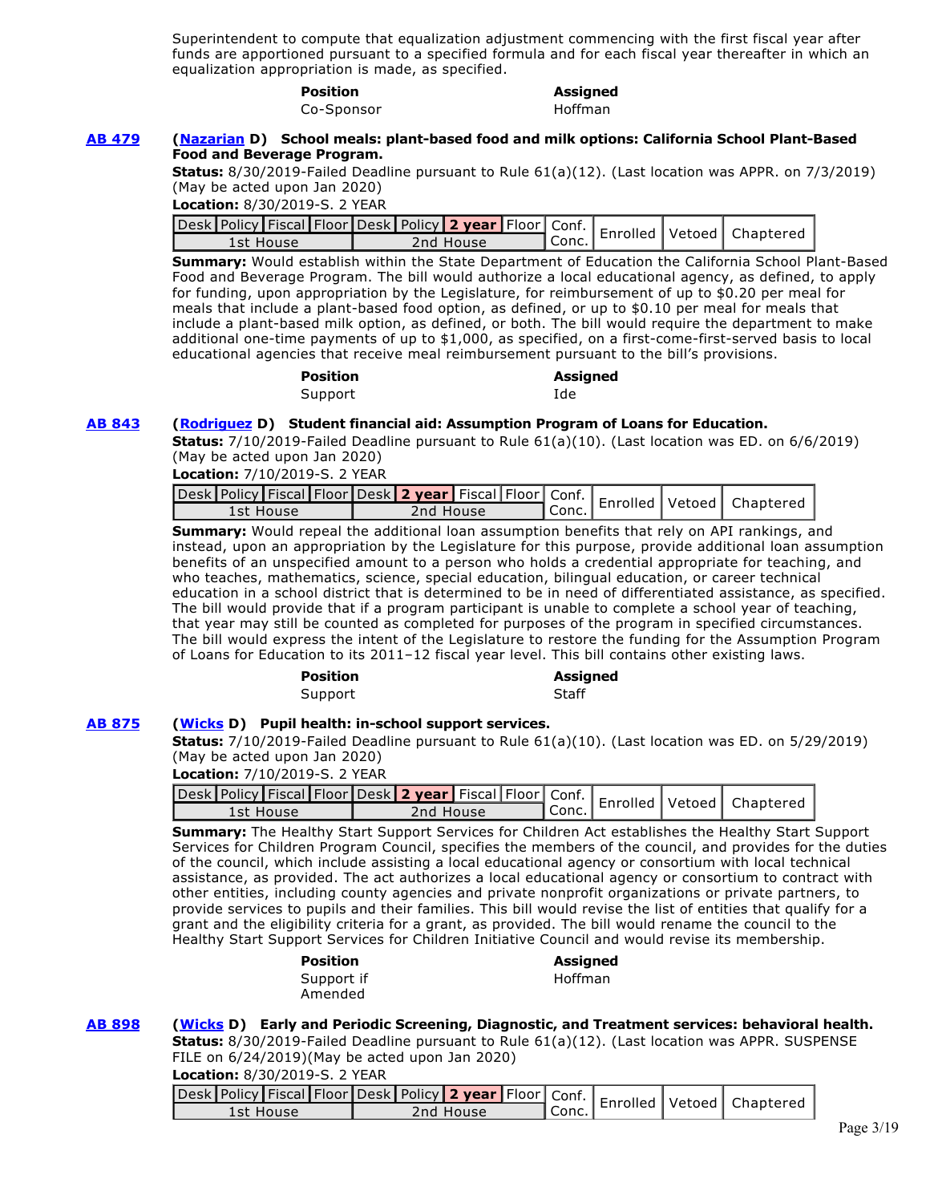Superintendent to compute that equalization adjustment commencing with the first fiscal year after funds are apportioned pursuant to a specified formula and for each fiscal year thereafter in which an equalization appropriation is made, as specified.

| Position | Assigned |
|---|---|
| Co-Sponsor | Hoffman |

**AB 479** **(Nazarian D) School meals: plant-based food and milk options: California School Plant-Based Food and Beverage Program.**

**Status:** 8/30/2019-Failed Deadline pursuant to Rule 61(a)(12). (Last location was APPR. on 7/3/2019) (May be acted upon Jan 2020)

**Location:** 8/30/2019-S. 2 YEAR

| Desk | Policy | Fiscal | Floor | Desk | Policy | **2 year** | Floor | Conf. Conc. | Enrolled | Vetoed | Chaptered |
|---|---|---|---|---|---|---|---|---|---|---|---|
| 1st House | | | | 2nd House | | | | | | | |

**Summary:** Would establish within the State Department of Education the California School Plant-Based Food and Beverage Program. The bill would authorize a local educational agency, as defined, to apply for funding, upon appropriation by the Legislature, for reimbursement of up to $0.20 per meal for meals that include a plant-based food option, as defined, or up to $0.10 per meal for meals that include a plant-based milk option, as defined, or both. The bill would require the department to make additional one-time payments of up to $1,000, as specified, on a first-come-first-served basis to local educational agencies that receive meal reimbursement pursuant to the bill's provisions.

| Position | Assigned |
|---|---|
| Support | Ide |

**AB 843** **(Rodriguez D) Student financial aid: Assumption Program of Loans for Education.**

**Status:** 7/10/2019-Failed Deadline pursuant to Rule 61(a)(10). (Last location was ED. on 6/6/2019) (May be acted upon Jan 2020)

**Location:** 7/10/2019-S. 2 YEAR

| Desk | Policy | Fiscal | Floor | Desk | **2 year** | Fiscal | Floor | Conf. Conc. | Enrolled | Vetoed | Chaptered |
|---|---|---|---|---|---|---|---|---|---|---|---|
| 1st House | | | | 2nd House | | | | | | | |

**Summary:** Would repeal the additional loan assumption benefits that rely on API rankings, and instead, upon an appropriation by the Legislature for this purpose, provide additional loan assumption benefits of an unspecified amount to a person who holds a credential appropriate for teaching, and who teaches, mathematics, science, special education, bilingual education, or career technical education in a school district that is determined to be in need of differentiated assistance, as specified. The bill would provide that if a program participant is unable to complete a school year of teaching, that year may still be counted as completed for purposes of the program in specified circumstances. The bill would express the intent of the Legislature to restore the funding for the Assumption Program of Loans for Education to its 2011–12 fiscal year level. This bill contains other existing laws.

| Position | Assigned |
|---|---|
| Support | Staff |

**AB 875** **(Wicks D) Pupil health: in-school support services.**

**Status:** 7/10/2019-Failed Deadline pursuant to Rule 61(a)(10). (Last location was ED. on 5/29/2019) (May be acted upon Jan 2020)

**Location:** 7/10/2019-S. 2 YEAR

| Desk | Policy | Fiscal | Floor | Desk | **2 year** | Fiscal | Floor | Conf. Conc. | Enrolled | Vetoed | Chaptered |
|---|---|---|---|---|---|---|---|---|---|---|---|
| 1st House | | | | 2nd House | | | | | | | |

**Summary:** The Healthy Start Support Services for Children Act establishes the Healthy Start Support Services for Children Program Council, specifies the members of the council, and provides for the duties of the council, which include assisting a local educational agency or consortium with local technical assistance, as provided. The act authorizes a local educational agency or consortium to contract with other entities, including county agencies and private nonprofit organizations or private partners, to provide services to pupils and their families. This bill would revise the list of entities that qualify for a grant and the eligibility criteria for a grant, as provided. The bill would rename the council to the Healthy Start Support Services for Children Initiative Council and would revise its membership.

| Position | Assigned |
|---|---|
| Support if Amended | Hoffman |

**AB 898** **(Wicks D) Early and Periodic Screening, Diagnostic, and Treatment services: behavioral health.**

**Status:** 8/30/2019-Failed Deadline pursuant to Rule 61(a)(12). (Last location was APPR. SUSPENSE FILE on 6/24/2019)(May be acted upon Jan 2020)

**Location:** 8/30/2019-S. 2 YEAR

| Desk | Policy | Fiscal | Floor | Desk | Policy | **2 year** | Floor | Conf. Conc. | Enrolled | Vetoed | Chaptered |
|---|---|---|---|---|---|---|---|---|---|---|---|
| 1st House | | | | 2nd House | | | | | | | |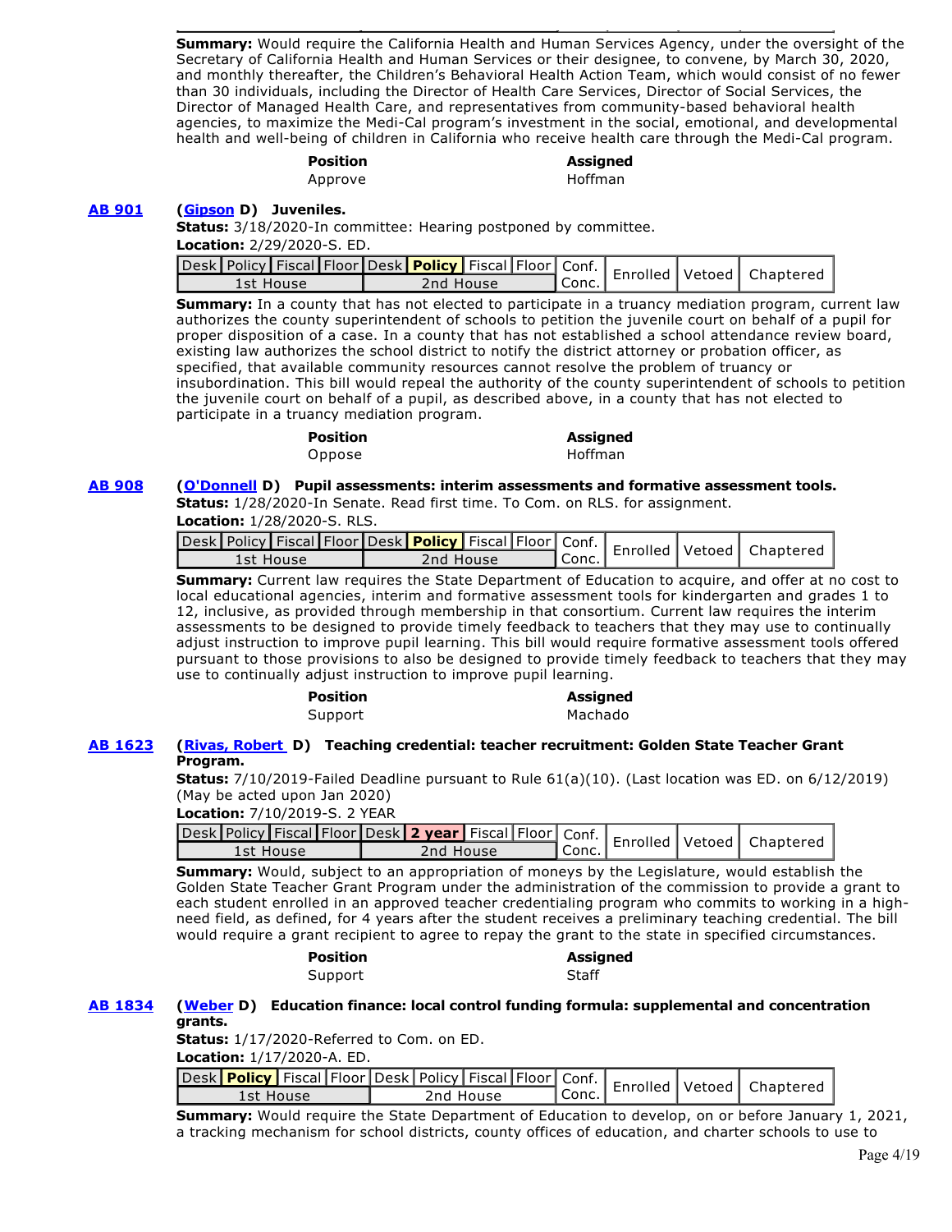**Summary:** Would require the California Health and Human Services Agency, under the oversight of the Secretary of California Health and Human Services or their designee, to convene, by March 30, 2020, and monthly thereafter, the Children's Behavioral Health Action Team, which would consist of no fewer than 30 individuals, including the Director of Health Care Services, Director of Social Services, the Director of Managed Health Care, and representatives from community-based behavioral health agencies, to maximize the Medi-Cal program's investment in the social, emotional, and developmental health and well-being of children in California who receive health care through the Medi-Cal program.

| Position | Assigned |
|---|---|
| Approve | Hoffman |

**AB 901** **(Gipson D) Juveniles.**

**Status:** 3/18/2020-In committee: Hearing postponed by committee.

**Location:** 2/29/2020-S. ED.

| Desk | Policy | Fiscal | Floor | Desk | **Policy** | Fiscal | Floor | Conf. | Enrolled | Vetoed | Chaptered |
|---|---|---|---|---|---|---|---|---|---|---|---|
| 1st House | | | | 2nd House | | | | Conc. | | | |

**Summary:** In a county that has not elected to participate in a truancy mediation program, current law authorizes the county superintendent of schools to petition the juvenile court on behalf of a pupil for proper disposition of a case. In a county that has not established a school attendance review board, existing law authorizes the school district to notify the district attorney or probation officer, as specified, that available community resources cannot resolve the problem of truancy or insubordination. This bill would repeal the authority of the county superintendent of schools to petition the juvenile court on behalf of a pupil, as described above, in a county that has not elected to participate in a truancy mediation program.

| Position | Assigned |
|---|---|
| Oppose | Hoffman |

**AB 908** **(O'Donnell D) Pupil assessments: interim assessments and formative assessment tools.**

**Status:** 1/28/2020-In Senate. Read first time. To Com. on RLS. for assignment.

**Location:** 1/28/2020-S. RLS.

| Desk | Policy | Fiscal | Floor | Desk | **Policy** | Fiscal | Floor | Conf. | Enrolled | Vetoed | Chaptered |
|---|---|---|---|---|---|---|---|---|---|---|---|
| 1st House | | | | 2nd House | | | | Conc. | | | |

**Summary:** Current law requires the State Department of Education to acquire, and offer at no cost to local educational agencies, interim and formative assessment tools for kindergarten and grades 1 to 12, inclusive, as provided through membership in that consortium. Current law requires the interim assessments to be designed to provide timely feedback to teachers that they may use to continually adjust instruction to improve pupil learning. This bill would require formative assessment tools offered pursuant to those provisions to also be designed to provide timely feedback to teachers that they may use to continually adjust instruction to improve pupil learning.

| Position | Assigned |
|---|---|
| Support | Machado |

**AB 1623** **(Rivas, Robert D) Teaching credential: teacher recruitment: Golden State Teacher Grant Program.**

**Status:** 7/10/2019-Failed Deadline pursuant to Rule 61(a)(10). (Last location was ED. on 6/12/2019) (May be acted upon Jan 2020)

**Location:** 7/10/2019-S. 2 YEAR

| Desk | Policy | Fiscal | Floor | Desk | **2 year** | Fiscal | Floor | Conf. | Enrolled | Vetoed | Chaptered |
|---|---|---|---|---|---|---|---|---|---|---|---|
| 1st House | | | | 2nd House | | | | Conc. | | | |

**Summary:** Would, subject to an appropriation of moneys by the Legislature, would establish the Golden State Teacher Grant Program under the administration of the commission to provide a grant to each student enrolled in an approved teacher credentialing program who commits to working in a high-need field, as defined, for 4 years after the student receives a preliminary teaching credential. The bill would require a grant recipient to agree to repay the grant to the state in specified circumstances.

| Position | Assigned |
|---|---|
| Support | Staff |

**AB 1834** **(Weber D) Education finance: local control funding formula: supplemental and concentration grants.**

**Status:** 1/17/2020-Referred to Com. on ED.

**Location:** 1/17/2020-A. ED.

| Desk | **Policy** | Fiscal | Floor | Desk | Policy | Fiscal | Floor | Conf. | Enrolled | Vetoed | Chaptered |
|---|---|---|---|---|---|---|---|---|---|---|---|
| 1st House | | | | 2nd House | | | | Conc. | | | |

**Summary:** Would require the State Department of Education to develop, on or before January 1, 2021, a tracking mechanism for school districts, county offices of education, and charter schools to use to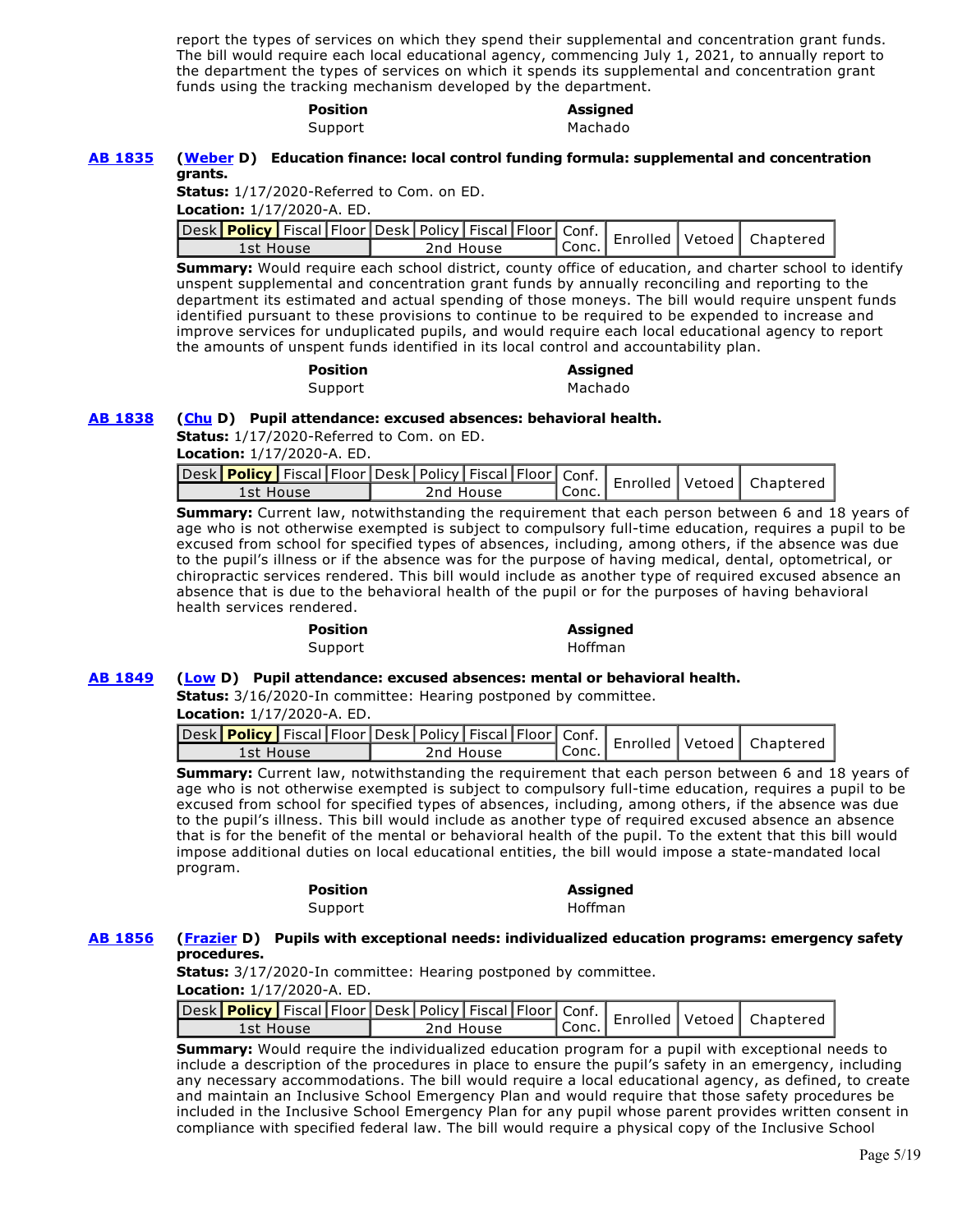report the types of services on which they spend their supplemental and concentration grant funds. The bill would require each local educational agency, commencing July 1, 2021, to annually report to the department the types of services on which it spends its supplemental and concentration grant funds using the tracking mechanism developed by the department.

| Position | Assigned |
| --- | --- |
| Support | Machado |

**AB 1835** **(Weber D) Education finance: local control funding formula: supplemental and concentration grants.**

**Status:** 1/17/2020-Referred to Com. on ED.

**Location:** 1/17/2020-A. ED.

| Desk | **Policy** | Fiscal | Floor | Desk | Policy | Fiscal | Floor | Conf. | Enrolled | Vetoed | Chaptered |
| --- | --- | --- | --- | --- | --- | --- | --- | --- | --- | --- | --- |
| 1st House | | | | 2nd House | | | | Conc. | | | |

**Summary:** Would require each school district, county office of education, and charter school to identify unspent supplemental and concentration grant funds by annually reconciling and reporting to the department its estimated and actual spending of those moneys. The bill would require unspent funds identified pursuant to these provisions to continue to be required to be expended to increase and improve services for unduplicated pupils, and would require each local educational agency to report the amounts of unspent funds identified in its local control and accountability plan.

| Position | Assigned |
| --- | --- |
| Support | Machado |

**AB 1838** **(Chu D) Pupil attendance: excused absences: behavioral health.**

**Status:** 1/17/2020-Referred to Com. on ED.

**Location:** 1/17/2020-A. ED.

| Desk | **Policy** | Fiscal | Floor | Desk | Policy | Fiscal | Floor | Conf. | Enrolled | Vetoed | Chaptered |
| --- | --- | --- | --- | --- | --- | --- | --- | --- | --- | --- | --- |
| 1st House | | | | 2nd House | | | | Conc. | | | |

**Summary:** Current law, notwithstanding the requirement that each person between 6 and 18 years of age who is not otherwise exempted is subject to compulsory full-time education, requires a pupil to be excused from school for specified types of absences, including, among others, if the absence was due to the pupil's illness or if the absence was for the purpose of having medical, dental, optometrical, or chiropractic services rendered. This bill would include as another type of required excused absence an absence that is due to the behavioral health of the pupil or for the purposes of having behavioral health services rendered.

| Position | Assigned |
| --- | --- |
| Support | Hoffman |

**AB 1849** **(Low D) Pupil attendance: excused absences: mental or behavioral health.**

**Status:** 3/16/2020-In committee: Hearing postponed by committee.

**Location:** 1/17/2020-A. ED.

| Desk | **Policy** | Fiscal | Floor | Desk | Policy | Fiscal | Floor | Conf. | Enrolled | Vetoed | Chaptered |
| --- | --- | --- | --- | --- | --- | --- | --- | --- | --- | --- | --- |
| 1st House | | | | 2nd House | | | | Conc. | | | |

**Summary:** Current law, notwithstanding the requirement that each person between 6 and 18 years of age who is not otherwise exempted is subject to compulsory full-time education, requires a pupil to be excused from school for specified types of absences, including, among others, if the absence was due to the pupil's illness. This bill would include as another type of required excused absence an absence that is for the benefit of the mental or behavioral health of the pupil. To the extent that this bill would impose additional duties on local educational entities, the bill would impose a state-mandated local program.

| Position | Assigned |
| --- | --- |
| Support | Hoffman |

**AB 1856** **(Frazier D) Pupils with exceptional needs: individualized education programs: emergency safety procedures.**

**Status:** 3/17/2020-In committee: Hearing postponed by committee.

**Location:** 1/17/2020-A. ED.

| Desk | **Policy** | Fiscal | Floor | Desk | Policy | Fiscal | Floor | Conf. | Enrolled | Vetoed | Chaptered |
| --- | --- | --- | --- | --- | --- | --- | --- | --- | --- | --- | --- |
| 1st House | | | | 2nd House | | | | Conc. | | | |

**Summary:** Would require the individualized education program for a pupil with exceptional needs to include a description of the procedures in place to ensure the pupil's safety in an emergency, including any necessary accommodations. The bill would require a local educational agency, as defined, to create and maintain an Inclusive School Emergency Plan and would require that those safety procedures be included in the Inclusive School Emergency Plan for any pupil whose parent provides written consent in compliance with specified federal law. The bill would require a physical copy of the Inclusive School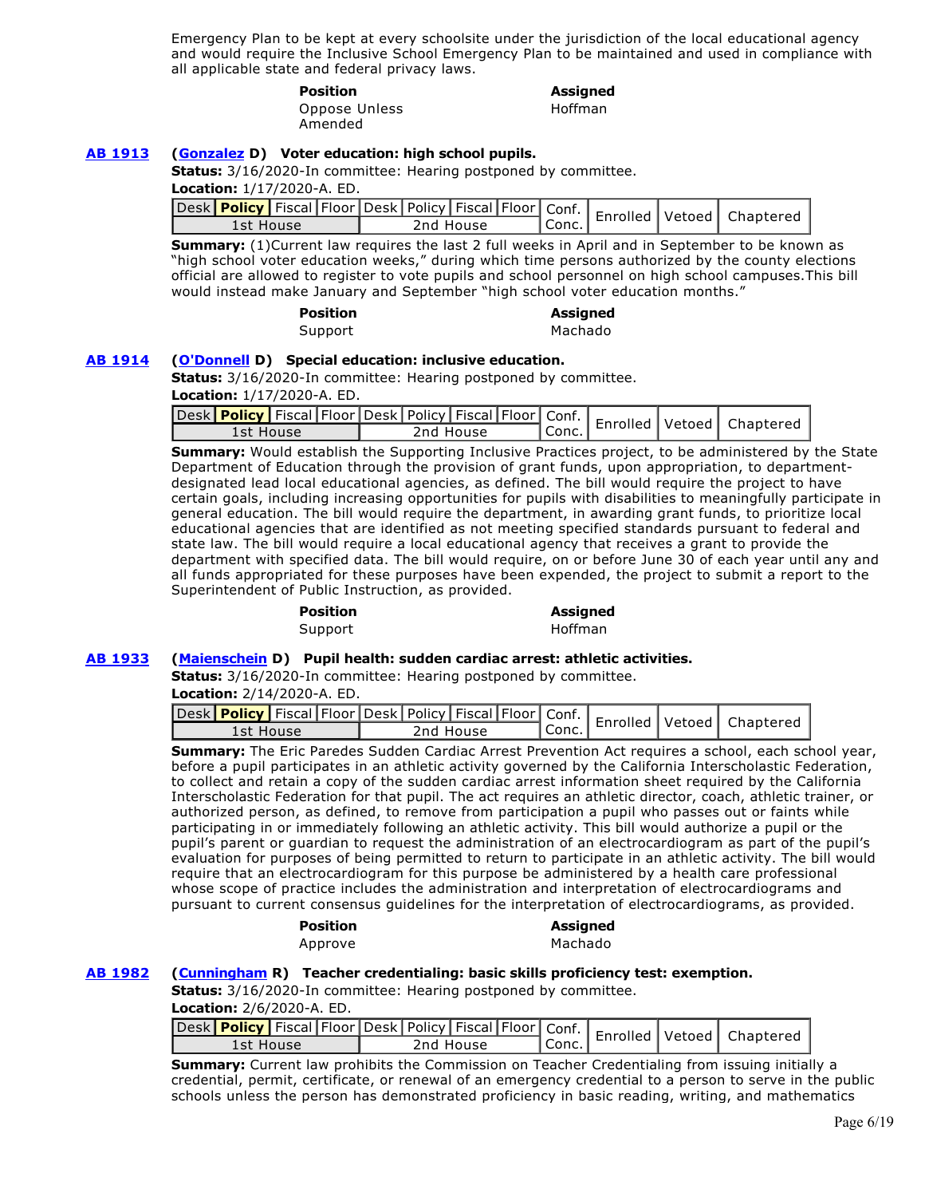Emergency Plan to be kept at every schoolsite under the jurisdiction of the local educational agency and would require the Inclusive School Emergency Plan to be maintained and used in compliance with all applicable state and federal privacy laws.

| Position | Assigned |
|---|---|
| Oppose Unless Amended | Hoffman |

**AB 1913** (**Gonzalez** D) **Voter education: high school pupils.**

**Status:** 3/16/2020-In committee: Hearing postponed by committee.

**Location:** 1/17/2020-A. ED.

| Desk | **Policy** | Fiscal | Floor | Desk | Policy | Fiscal | Floor | Conf. Conc. | Enrolled | Vetoed | Chaptered |
|---|---|---|---|---|---|---|---|---|---|---|---|
| 1st House | | | | 2nd House | | | | | | | |

**Summary:** (1)Current law requires the last 2 full weeks in April and in September to be known as "high school voter education weeks," during which time persons authorized by the county elections official are allowed to register to vote pupils and school personnel on high school campuses.This bill would instead make January and September "high school voter education months."

| Position | Assigned |
|---|---|
| Support | Machado |

**AB 1914** (**O'Donnell** D) **Special education: inclusive education.**

**Status:** 3/16/2020-In committee: Hearing postponed by committee.

**Location:** 1/17/2020-A. ED.

| Desk | **Policy** | Fiscal | Floor | Desk | Policy | Fiscal | Floor | Conf. Conc. | Enrolled | Vetoed | Chaptered |
|---|---|---|---|---|---|---|---|---|---|---|---|
| 1st House | | | | 2nd House | | | | | | | |

**Summary:** Would establish the Supporting Inclusive Practices project, to be administered by the State Department of Education through the provision of grant funds, upon appropriation, to department-designated lead local educational agencies, as defined. The bill would require the project to have certain goals, including increasing opportunities for pupils with disabilities to meaningfully participate in general education. The bill would require the department, in awarding grant funds, to prioritize local educational agencies that are identified as not meeting specified standards pursuant to federal and state law. The bill would require a local educational agency that receives a grant to provide the department with specified data. The bill would require, on or before June 30 of each year until any and all funds appropriated for these purposes have been expended, the project to submit a report to the Superintendent of Public Instruction, as provided.

| Position | Assigned |
|---|---|
| Support | Hoffman |

**AB 1933** (**Maienschein** D) **Pupil health: sudden cardiac arrest: athletic activities.**

**Status:** 3/16/2020-In committee: Hearing postponed by committee.

**Location:** 2/14/2020-A. ED.

| Desk | **Policy** | Fiscal | Floor | Desk | Policy | Fiscal | Floor | Conf. Conc. | Enrolled | Vetoed | Chaptered |
|---|---|---|---|---|---|---|---|---|---|---|---|
| 1st House | | | | 2nd House | | | | | | | |

**Summary:** The Eric Paredes Sudden Cardiac Arrest Prevention Act requires a school, each school year, before a pupil participates in an athletic activity governed by the California Interscholastic Federation, to collect and retain a copy of the sudden cardiac arrest information sheet required by the California Interscholastic Federation for that pupil. The act requires an athletic director, coach, athletic trainer, or authorized person, as defined, to remove from participation a pupil who passes out or faints while participating in or immediately following an athletic activity. This bill would authorize a pupil or the pupil's parent or guardian to request the administration of an electrocardiogram as part of the pupil's evaluation for purposes of being permitted to return to participate in an athletic activity. The bill would require that an electrocardiogram for this purpose be administered by a health care professional whose scope of practice includes the administration and interpretation of electrocardiograms and pursuant to current consensus guidelines for the interpretation of electrocardiograms, as provided.

| Position | Assigned |
|---|---|
| Approve | Machado |

**AB 1982** (**Cunningham** R) **Teacher credentialing: basic skills proficiency test: exemption.**

**Status:** 3/16/2020-In committee: Hearing postponed by committee.

**Location:** 2/6/2020-A. ED.

| Desk | **Policy** | Fiscal | Floor | Desk | Policy | Fiscal | Floor | Conf. Conc. | Enrolled | Vetoed | Chaptered |
|---|---|---|---|---|---|---|---|---|---|---|---|
| 1st House | | | | 2nd House | | | | | | | |

**Summary:** Current law prohibits the Commission on Teacher Credentialing from issuing initially a credential, permit, certificate, or renewal of an emergency credential to a person to serve in the public schools unless the person has demonstrated proficiency in basic reading, writing, and mathematics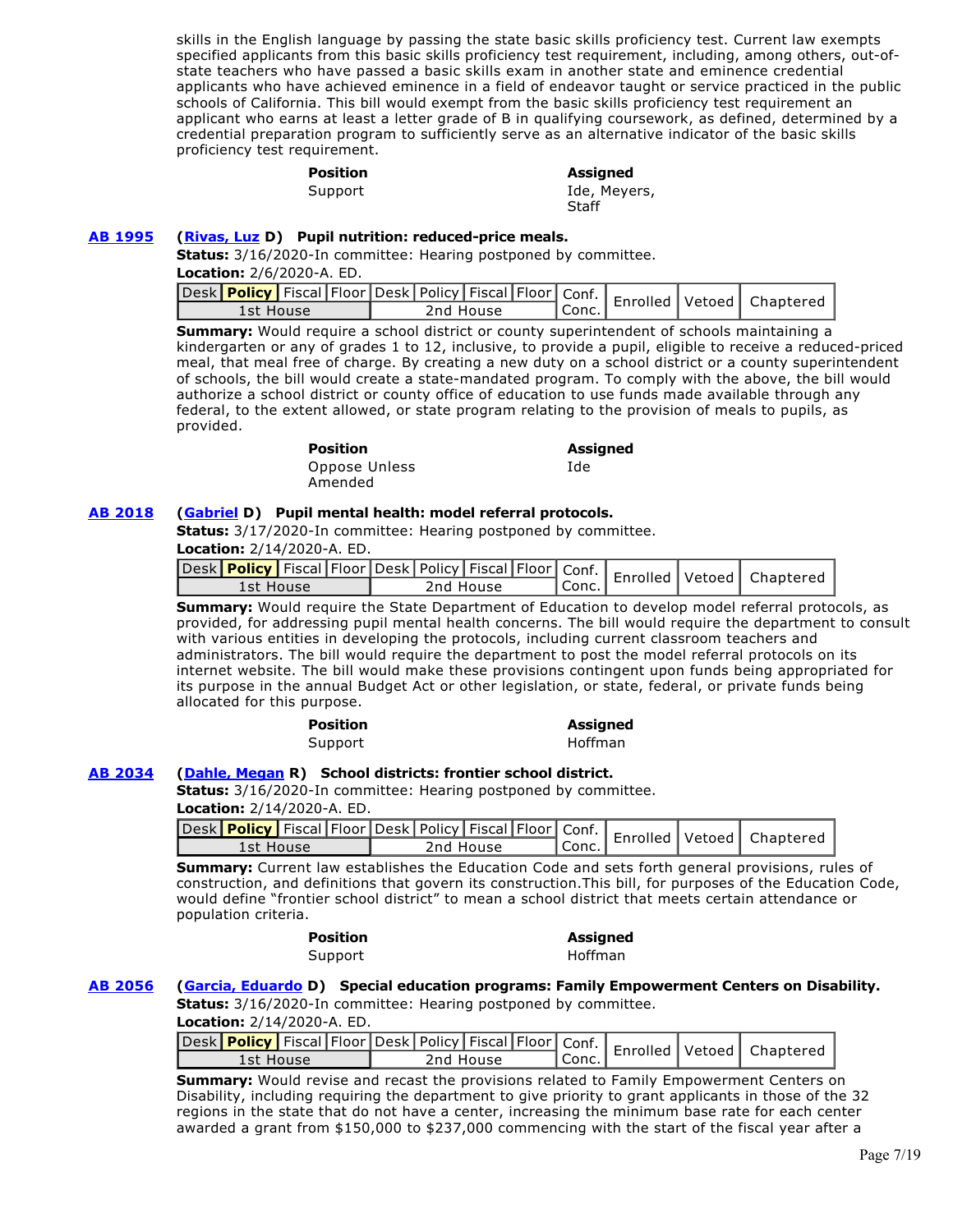skills in the English language by passing the state basic skills proficiency test. Current law exempts specified applicants from this basic skills proficiency test requirement, including, among others, out-of-state teachers who have passed a basic skills exam in another state and eminence credential applicants who have achieved eminence in a field of endeavor taught or service practiced in the public schools of California. This bill would exempt from the basic skills proficiency test requirement an applicant who earns at least a letter grade of B in qualifying coursework, as defined, determined by a credential preparation program to sufficiently serve as an alternative indicator of the basic skills proficiency test requirement.

| **Position** | **Assigned** |
|---|---|
| Support | Ide, Meyers, Staff |

**AB 1995** (**Rivas, Luz** D) **Pupil nutrition: reduced-price meals.**

**Status:** 3/16/2020-In committee: Hearing postponed by committee.
**Location:** 2/6/2020-A. ED.

| Desk | **Policy** | Fiscal | Floor | Desk | Policy | Fiscal | Floor | Conf. Conc. | Enrolled | Vetoed | Chaptered |
|---|---|---|---|---|---|---|---|---|---|---|---|
| 1st House | | | | 2nd House | | | | | | | |

**Summary:** Would require a school district or county superintendent of schools maintaining a kindergarten or any of grades 1 to 12, inclusive, to provide a pupil, eligible to receive a reduced-priced meal, that meal free of charge. By creating a new duty on a school district or a county superintendent of schools, the bill would create a state-mandated program. To comply with the above, the bill would authorize a school district or county office of education to use funds made available through any federal, to the extent allowed, or state program relating to the provision of meals to pupils, as provided.

| **Position** | **Assigned** |
|---|---|
| Oppose Unless Amended | Ide |

**AB 2018** (**Gabriel** D) **Pupil mental health: model referral protocols.**

**Status:** 3/17/2020-In committee: Hearing postponed by committee.
**Location:** 2/14/2020-A. ED.

| Desk | **Policy** | Fiscal | Floor | Desk | Policy | Fiscal | Floor | Conf. Conc. | Enrolled | Vetoed | Chaptered |
|---|---|---|---|---|---|---|---|---|---|---|---|
| 1st House | | | | 2nd House | | | | | | | |

**Summary:** Would require the State Department of Education to develop model referral protocols, as provided, for addressing pupil mental health concerns. The bill would require the department to consult with various entities in developing the protocols, including current classroom teachers and administrators. The bill would require the department to post the model referral protocols on its internet website. The bill would make these provisions contingent upon funds being appropriated for its purpose in the annual Budget Act or other legislation, or state, federal, or private funds being allocated for this purpose.

| **Position** | **Assigned** |
|---|---|
| Support | Hoffman |

**AB 2034** (**Dahle, Megan** R) **School districts: frontier school district.**

**Status:** 3/16/2020-In committee: Hearing postponed by committee.
**Location:** 2/14/2020-A. ED.

| Desk | **Policy** | Fiscal | Floor | Desk | Policy | Fiscal | Floor | Conf. Conc. | Enrolled | Vetoed | Chaptered |
|---|---|---|---|---|---|---|---|---|---|---|---|
| 1st House | | | | 2nd House | | | | | | | |

**Summary:** Current law establishes the Education Code and sets forth general provisions, rules of construction, and definitions that govern its construction.This bill, for purposes of the Education Code, would define “frontier school district” to mean a school district that meets certain attendance or population criteria.

| **Position** | **Assigned** |
|---|---|
| Support | Hoffman |

**AB 2056** (**Garcia, Eduardo** D) **Special education programs: Family Empowerment Centers on Disability.**

**Status:** 3/16/2020-In committee: Hearing postponed by committee.
**Location:** 2/14/2020-A. ED.

| Desk | **Policy** | Fiscal | Floor | Desk | Policy | Fiscal | Floor | Conf. Conc. | Enrolled | Vetoed | Chaptered |
|---|---|---|---|---|---|---|---|---|---|---|---|
| 1st House | | | | 2nd House | | | | | | | |

**Summary:** Would revise and recast the provisions related to Family Empowerment Centers on Disability, including requiring the department to give priority to grant applicants in those of the 32 regions in the state that do not have a center, increasing the minimum base rate for each center awarded a grant from $150,000 to $237,000 commencing with the start of the fiscal year after a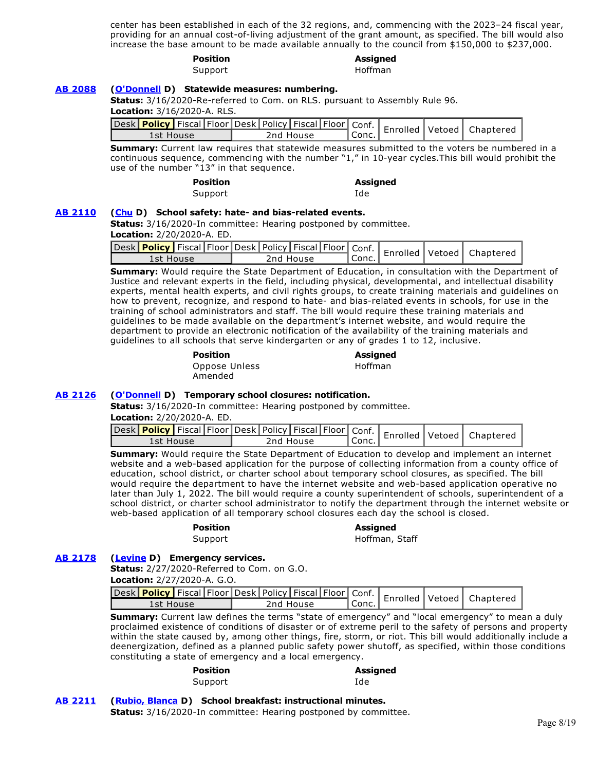center has been established in each of the 32 regions, and, commencing with the 2023–24 fiscal year, providing for an annual cost-of-living adjustment of the grant amount, as specified. The bill would also increase the base amount to be made available annually to the council from $150,000 to $237,000.

| Position | Assigned |
| --- | --- |
| Support | Hoffman |

**AB 2088** **(O'Donnell D) Statewide measures: numbering.**

**Status:** 3/16/2020-Re-referred to Com. on RLS. pursuant to Assembly Rule 96.
**Location:** 3/16/2020-A. RLS.

| Desk | **Policy** | Fiscal | Floor | Desk | Policy | Fiscal | Floor | Conf. Conc. | Enrolled | Vetoed | Chaptered |
| --- | --- | --- | --- | --- | --- | --- | --- | --- | --- | --- | --- |
| 1st House | | | | 2nd House | | | | | | | |

**Summary:** Current law requires that statewide measures submitted to the voters be numbered in a continuous sequence, commencing with the number "1," in 10-year cycles.This bill would prohibit the use of the number "13" in that sequence.

| Position | Assigned |
| --- | --- |
| Support | Ide |

**AB 2110** **(Chu D) School safety: hate- and bias-related events.**

**Status:** 3/16/2020-In committee: Hearing postponed by committee.
**Location:** 2/20/2020-A. ED.

| Desk | **Policy** | Fiscal | Floor | Desk | Policy | Fiscal | Floor | Conf. Conc. | Enrolled | Vetoed | Chaptered |
| --- | --- | --- | --- | --- | --- | --- | --- | --- | --- | --- | --- |
| 1st House | | | | 2nd House | | | | | | | |

**Summary:** Would require the State Department of Education, in consultation with the Department of Justice and relevant experts in the field, including physical, developmental, and intellectual disability experts, mental health experts, and civil rights groups, to create training materials and guidelines on how to prevent, recognize, and respond to hate- and bias-related events in schools, for use in the training of school administrators and staff. The bill would require these training materials and guidelines to be made available on the department's internet website, and would require the department to provide an electronic notification of the availability of the training materials and guidelines to all schools that serve kindergarten or any of grades 1 to 12, inclusive.

| Position | Assigned |
| --- | --- |
| Oppose Unless Amended | Hoffman |

**AB 2126** **(O'Donnell D) Temporary school closures: notification.**

**Status:** 3/16/2020-In committee: Hearing postponed by committee.
**Location:** 2/20/2020-A. ED.

| Desk | **Policy** | Fiscal | Floor | Desk | Policy | Fiscal | Floor | Conf. Conc. | Enrolled | Vetoed | Chaptered |
| --- | --- | --- | --- | --- | --- | --- | --- | --- | --- | --- | --- |
| 1st House | | | | 2nd House | | | | | | | |

**Summary:** Would require the State Department of Education to develop and implement an internet website and a web-based application for the purpose of collecting information from a county office of education, school district, or charter school about temporary school closures, as specified. The bill would require the department to have the internet website and web-based application operative no later than July 1, 2022. The bill would require a county superintendent of schools, superintendent of a school district, or charter school administrator to notify the department through the internet website or web-based application of all temporary school closures each day the school is closed.

| Position | Assigned |
| --- | --- |
| Support | Hoffman, Staff |

**AB 2178** **(Levine D) Emergency services.**

**Status:** 2/27/2020-Referred to Com. on G.O.
**Location:** 2/27/2020-A. G.O.

| Desk | **Policy** | Fiscal | Floor | Desk | Policy | Fiscal | Floor | Conf. Conc. | Enrolled | Vetoed | Chaptered |
| --- | --- | --- | --- | --- | --- | --- | --- | --- | --- | --- | --- |
| 1st House | | | | 2nd House | | | | | | | |

**Summary:** Current law defines the terms "state of emergency" and "local emergency" to mean a duly proclaimed existence of conditions of disaster or of extreme peril to the safety of persons and property within the state caused by, among other things, fire, storm, or riot. This bill would additionally include a deenergization, defined as a planned public safety power shutoff, as specified, within those conditions constituting a state of emergency and a local emergency.

| Position | Assigned |
| --- | --- |
| Support | Ide |

**AB 2211** **(Rubio, Blanca D) School breakfast: instructional minutes.**

**Status:** 3/16/2020-In committee: Hearing postponed by committee.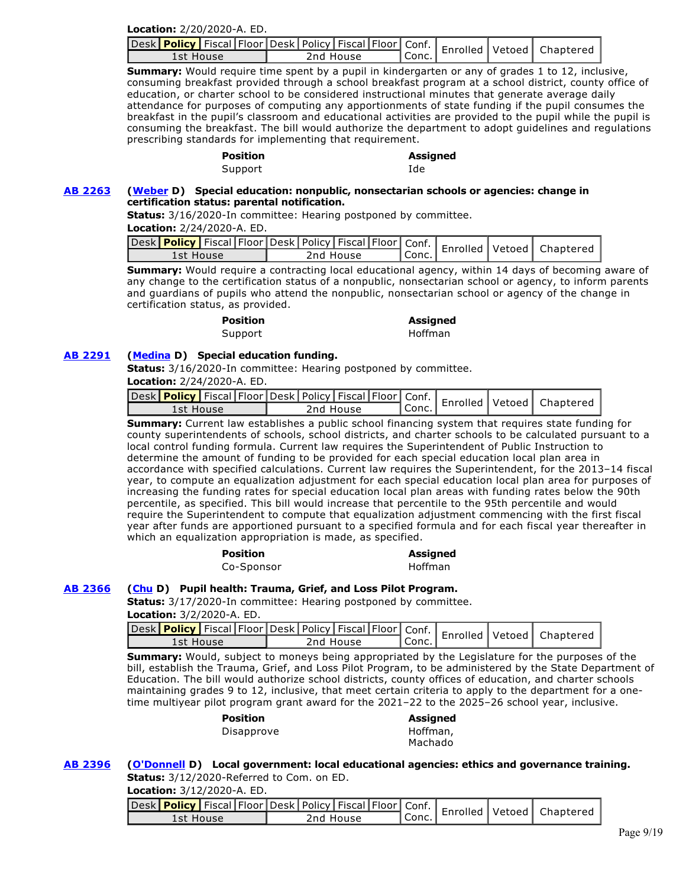**Location:** 2/20/2020-A. ED.

| Desk | **Policy** | Fiscal | Floor | Desk | Policy | Fiscal | Floor | Conf. Conc. | Enrolled | Vetoed | Chaptered |
|---|---|---|---|---|---|---|---|---|---|---|---|
| 1st House | | | | 2nd House | | | | | | | |

**Summary:** Would require time spent by a pupil in kindergarten or any of grades 1 to 12, inclusive, consuming breakfast provided through a school breakfast program at a school district, county office of education, or charter school to be considered instructional minutes that generate average daily attendance for purposes of computing any apportionments of state funding if the pupil consumes the breakfast in the pupil's classroom and educational activities are provided to the pupil while the pupil is consuming the breakfast. The bill would authorize the department to adopt guidelines and regulations prescribing standards for implementing that requirement.

| **Position** | **Assigned** |
|---|---|
| Support | Ide |

**AB 2263** **(Weber D) Special education: nonpublic, nonsectarian schools or agencies: change in certification status: parental notification.**

**Status:** 3/16/2020-In committee: Hearing postponed by committee.

**Location:** 2/24/2020-A. ED.

| Desk | **Policy** | Fiscal | Floor | Desk | Policy | Fiscal | Floor | Conf. Conc. | Enrolled | Vetoed | Chaptered |
|---|---|---|---|---|---|---|---|---|---|---|---|
| 1st House | | | | 2nd House | | | | | | | |

**Summary:** Would require a contracting local educational agency, within 14 days of becoming aware of any change to the certification status of a nonpublic, nonsectarian school or agency, to inform parents and guardians of pupils who attend the nonpublic, nonsectarian school or agency of the change in certification status, as provided.

| **Position** | **Assigned** |
|---|---|
| Support | Hoffman |

**AB 2291** **(Medina D) Special education funding.**

**Status:** 3/16/2020-In committee: Hearing postponed by committee.

**Location:** 2/24/2020-A. ED.

| Desk | **Policy** | Fiscal | Floor | Desk | Policy | Fiscal | Floor | Conf. Conc. | Enrolled | Vetoed | Chaptered |
|---|---|---|---|---|---|---|---|---|---|---|---|
| 1st House | | | | 2nd House | | | | | | | |

**Summary:** Current law establishes a public school financing system that requires state funding for county superintendents of schools, school districts, and charter schools to be calculated pursuant to a local control funding formula. Current law requires the Superintendent of Public Instruction to determine the amount of funding to be provided for each special education local plan area in accordance with specified calculations. Current law requires the Superintendent, for the 2013–14 fiscal year, to compute an equalization adjustment for each special education local plan area for purposes of increasing the funding rates for special education local plan areas with funding rates below the 90th percentile, as specified. This bill would increase that percentile to the 95th percentile and would require the Superintendent to compute that equalization adjustment commencing with the first fiscal year after funds are apportioned pursuant to a specified formula and for each fiscal year thereafter in which an equalization appropriation is made, as specified.

| **Position** | **Assigned** |
|---|---|
| Co-Sponsor | Hoffman |

**AB 2366** **(Chu D) Pupil health: Trauma, Grief, and Loss Pilot Program.**

**Status:** 3/17/2020-In committee: Hearing postponed by committee.

**Location:** 3/2/2020-A. ED.

| Desk | **Policy** | Fiscal | Floor | Desk | Policy | Fiscal | Floor | Conf. Conc. | Enrolled | Vetoed | Chaptered |
|---|---|---|---|---|---|---|---|---|---|---|---|
| 1st House | | | | 2nd House | | | | | | | |

**Summary:** Would, subject to moneys being appropriated by the Legislature for the purposes of the bill, establish the Trauma, Grief, and Loss Pilot Program, to be administered by the State Department of Education. The bill would authorize school districts, county offices of education, and charter schools maintaining grades 9 to 12, inclusive, that meet certain criteria to apply to the department for a one-time multiyear pilot program grant award for the 2021–22 to the 2025–26 school year, inclusive.

| **Position** | **Assigned** |
|---|---|
| Disapprove | Hoffman, Machado |

**AB 2396** **(O'Donnell D) Local government: local educational agencies: ethics and governance training.**

**Status:** 3/12/2020-Referred to Com. on ED.

**Location:** 3/12/2020-A. ED.

| Desk | **Policy** | Fiscal | Floor | Desk | Policy | Fiscal | Floor | Conf. Conc. | Enrolled | Vetoed | Chaptered |
|---|---|---|---|---|---|---|---|---|---|---|---|
| 1st House | | | | 2nd House | | | | | | | |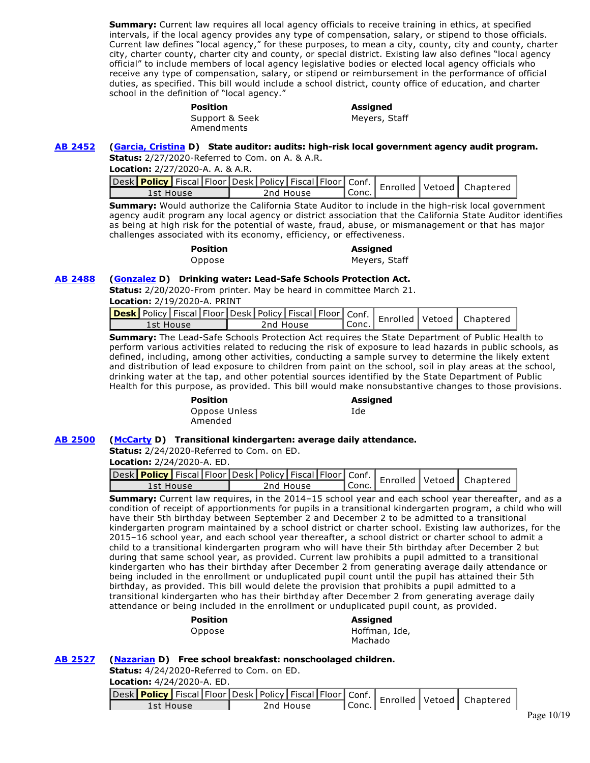**Summary:** Current law requires all local agency officials to receive training in ethics, at specified intervals, if the local agency provides any type of compensation, salary, or stipend to those officials. Current law defines "local agency," for these purposes, to mean a city, county, city and county, charter city, charter county, charter city and county, or special district. Existing law also defines "local agency official" to include members of local agency legislative bodies or elected local agency officials who receive any type of compensation, salary, or stipend or reimbursement in the performance of official duties, as specified. This bill would include a school district, county office of education, and charter school in the definition of "local agency."

| **Position** | **Assigned** |
|---|---|
| Support & Seek Amendments | Meyers, Staff |

**AB 2452** (**Garcia, Cristina** D) **State auditor: audits: high-risk local government agency audit program.**

**Status:** 2/27/2020-Referred to Com. on A. & A.R.

**Location:** 2/27/2020-A. A. & A.R.

| Desk | **Policy** | Fiscal | Floor | Desk | Policy | Fiscal | Floor | Conf. Conc. | Enrolled | Vetoed | Chaptered |
|---|---|---|---|---|---|---|---|---|---|---|---|
| 1st House | | | | 2nd House | | | | | | | |

**Summary:** Would authorize the California State Auditor to include in the high-risk local government agency audit program any local agency or district association that the California State Auditor identifies as being at high risk for the potential of waste, fraud, abuse, or mismanagement or that has major challenges associated with its economy, efficiency, or effectiveness.

| **Position** | **Assigned** |
|---|---|
| Oppose | Meyers, Staff |

**AB 2488** (**Gonzalez** D) **Drinking water: Lead-Safe Schools Protection Act.**

**Status:** 2/20/2020-From printer. May be heard in committee March 21.

**Location:** 2/19/2020-A. PRINT

| **Desk** | Policy | Fiscal | Floor | Desk | Policy | Fiscal | Floor | Conf. Conc. | Enrolled | Vetoed | Chaptered |
|---|---|---|---|---|---|---|---|---|---|---|---|
| 1st House | | | | 2nd House | | | | | | | |

**Summary:** The Lead-Safe Schools Protection Act requires the State Department of Public Health to perform various activities related to reducing the risk of exposure to lead hazards in public schools, as defined, including, among other activities, conducting a sample survey to determine the likely extent and distribution of lead exposure to children from paint on the school, soil in play areas at the school, drinking water at the tap, and other potential sources identified by the State Department of Public Health for this purpose, as provided. This bill would make nonsubstantive changes to those provisions.

| **Position** | **Assigned** |
|---|---|
| Oppose Unless Amended | Ide |

**AB 2500** (**McCarty** D) **Transitional kindergarten: average daily attendance.**

**Status:** 2/24/2020-Referred to Com. on ED.

**Location:** 2/24/2020-A. ED.

| Desk | **Policy** | Fiscal | Floor | Desk | Policy | Fiscal | Floor | Conf. Conc. | Enrolled | Vetoed | Chaptered |
|---|---|---|---|---|---|---|---|---|---|---|---|
| 1st House | | | | 2nd House | | | | | | | |

**Summary:** Current law requires, in the 2014–15 school year and each school year thereafter, and as a condition of receipt of apportionments for pupils in a transitional kindergarten program, a child who will have their 5th birthday between September 2 and December 2 to be admitted to a transitional kindergarten program maintained by a school district or charter school. Existing law authorizes, for the 2015–16 school year, and each school year thereafter, a school district or charter school to admit a child to a transitional kindergarten program who will have their 5th birthday after December 2 but during that same school year, as provided. Current law prohibits a pupil admitted to a transitional kindergarten who has their birthday after December 2 from generating average daily attendance or being included in the enrollment or unduplicated pupil count until the pupil has attained their 5th birthday, as provided. This bill would delete the provision that prohibits a pupil admitted to a transitional kindergarten who has their birthday after December 2 from generating average daily attendance or being included in the enrollment or unduplicated pupil count, as provided.

| **Position** | **Assigned** |
|---|---|
| Oppose | Hoffman, Ide, Machado |

**AB 2527** (**Nazarian** D) **Free school breakfast: nonschoolaged children.**

**Status:** 4/24/2020-Referred to Com. on ED.

**Location:** 4/24/2020-A. ED.

| Desk | **Policy** | Fiscal | Floor | Desk | Policy | Fiscal | Floor | Conf. Conc. | Enrolled | Vetoed | Chaptered |
|---|---|---|---|---|---|---|---|---|---|---|---|
| 1st House | | | | 2nd House | | | | | | | |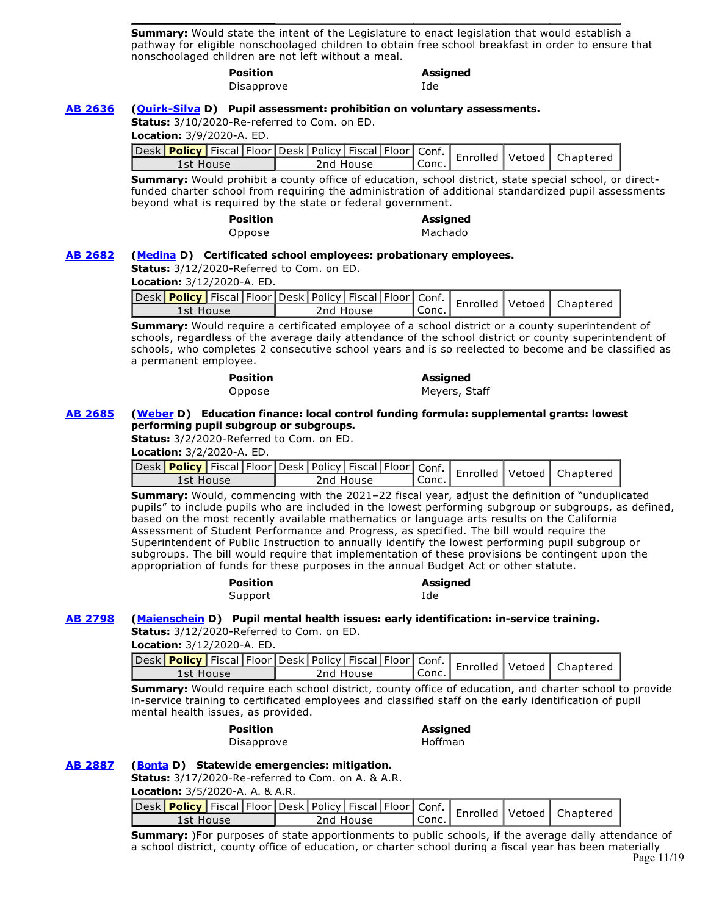**Summary:** Would state the intent of the Legislature to enact legislation that would establish a pathway for eligible nonschoolaged children to obtain free school breakfast in order to ensure that nonschoolaged children are not left without a meal.

| Position | Assigned |
|---|---|
| Disapprove | Ide |

**AB 2636** **(Quirk-Silva D) Pupil assessment: prohibition on voluntary assessments.**

**Status:** 3/10/2020-Re-referred to Com. on ED.

**Location:** 3/9/2020-A. ED.

| Desk | **Policy** | Fiscal | Floor | Desk | Policy | Fiscal | Floor | Conf. Conc. | Enrolled | Vetoed | Chaptered |
|---|---|---|---|---|---|---|---|---|---|---|---|
| 1st House | | | | 2nd House | | | | | | | |

**Summary:** Would prohibit a county office of education, school district, state special school, or direct-funded charter school from requiring the administration of additional standardized pupil assessments beyond what is required by the state or federal government.

| Position | Assigned |
|---|---|
| Oppose | Machado |

**AB 2682** **(Medina D) Certificated school employees: probationary employees.**

**Status:** 3/12/2020-Referred to Com. on ED.

**Location:** 3/12/2020-A. ED.

| Desk | **Policy** | Fiscal | Floor | Desk | Policy | Fiscal | Floor | Conf. Conc. | Enrolled | Vetoed | Chaptered |
|---|---|---|---|---|---|---|---|---|---|---|---|
| 1st House | | | | 2nd House | | | | | | | |

**Summary:** Would require a certificated employee of a school district or a county superintendent of schools, regardless of the average daily attendance of the school district or county superintendent of schools, who completes 2 consecutive school years and is so reelected to become and be classified as a permanent employee.

| Position | Assigned |
|---|---|
| Oppose | Meyers, Staff |

**AB 2685** **(Weber D) Education finance: local control funding formula: supplemental grants: lowest performing pupil subgroup or subgroups.**

**Status:** 3/2/2020-Referred to Com. on ED.

**Location:** 3/2/2020-A. ED.

| Desk | **Policy** | Fiscal | Floor | Desk | Policy | Fiscal | Floor | Conf. Conc. | Enrolled | Vetoed | Chaptered |
|---|---|---|---|---|---|---|---|---|---|---|---|
| 1st House | | | | 2nd House | | | | | | | |

**Summary:** Would, commencing with the 2021–22 fiscal year, adjust the definition of "unduplicated pupils" to include pupils who are included in the lowest performing subgroup or subgroups, as defined, based on the most recently available mathematics or language arts results on the California Assessment of Student Performance and Progress, as specified. The bill would require the Superintendent of Public Instruction to annually identify the lowest performing pupil subgroup or subgroups. The bill would require that implementation of these provisions be contingent upon the appropriation of funds for these purposes in the annual Budget Act or other statute.

| Position | Assigned |
|---|---|
| Support | Ide |

**AB 2798** **(Maienschein D) Pupil mental health issues: early identification: in-service training.**

**Status:** 3/12/2020-Referred to Com. on ED.

**Location:** 3/12/2020-A. ED.

| Desk | **Policy** | Fiscal | Floor | Desk | Policy | Fiscal | Floor | Conf. Conc. | Enrolled | Vetoed | Chaptered |
|---|---|---|---|---|---|---|---|---|---|---|---|
| 1st House | | | | 2nd House | | | | | | | |

**Summary:** Would require each school district, county office of education, and charter school to provide in-service training to certificated employees and classified staff on the early identification of pupil mental health issues, as provided.

| Position | Assigned |
|---|---|
| Disapprove | Hoffman |

**AB 2887** **(Bonta D) Statewide emergencies: mitigation.**

**Status:** 3/17/2020-Re-referred to Com. on A. & A.R.

**Location:** 3/5/2020-A. A. & A.R.

| Desk | **Policy** | Fiscal | Floor | Desk | Policy | Fiscal | Floor | Conf. Conc. | Enrolled | Vetoed | Chaptered |
|---|---|---|---|---|---|---|---|---|---|---|---|
| 1st House | | | | 2nd House | | | | | | | |

**Summary:** )For purposes of state apportionments to public schools, if the average daily attendance of a school district, county office of education, or charter school during a fiscal year has been materially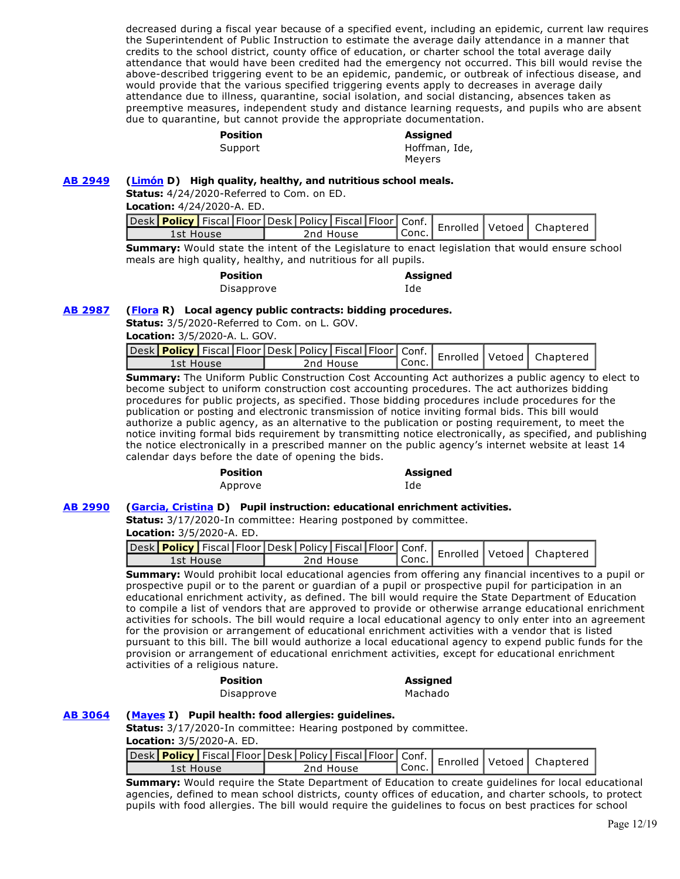decreased during a fiscal year because of a specified event, including an epidemic, current law requires the Superintendent of Public Instruction to estimate the average daily attendance in a manner that credits to the school district, county office of education, or charter school the total average daily attendance that would have been credited had the emergency not occurred. This bill would revise the above-described triggering event to be an epidemic, pandemic, or outbreak of infectious disease, and would provide that the various specified triggering events apply to decreases in average daily attendance due to illness, quarantine, social isolation, and social distancing, absences taken as preemptive measures, independent study and distance learning requests, and pupils who are absent due to quarantine, but cannot provide the appropriate documentation.

| **Position** | **Assigned** |
|---|---|
| Support | Hoffman, Ide, Meyers |

## AB 2949

**(Limón D) High quality, healthy, and nutritious school meals.**

**Status:** 4/24/2020-Referred to Com. on ED.
**Location:** 4/24/2020-A. ED.

| Desk | **Policy** | Fiscal | Floor | Desk | Policy | Fiscal | Floor | Conf. Conc. | Enrolled | Vetoed | Chaptered |
|---|---|---|---|---|---|---|---|---|---|---|---|
| 1st House | | | | 2nd House | | | | | | | |

**Summary:** Would state the intent of the Legislature to enact legislation that would ensure school meals are high quality, healthy, and nutritious for all pupils.

| **Position** | **Assigned** |
|---|---|
| Disapprove | Ide |

## AB 2987

**(Flora R) Local agency public contracts: bidding procedures.**

**Status:** 3/5/2020-Referred to Com. on L. GOV.
**Location:** 3/5/2020-A. L. GOV.

| Desk | **Policy** | Fiscal | Floor | Desk | Policy | Fiscal | Floor | Conf. Conc. | Enrolled | Vetoed | Chaptered |
|---|---|---|---|---|---|---|---|---|---|---|---|
| 1st House | | | | 2nd House | | | | | | | |

**Summary:** The Uniform Public Construction Cost Accounting Act authorizes a public agency to elect to become subject to uniform construction cost accounting procedures. The act authorizes bidding procedures for public projects, as specified. Those bidding procedures include procedures for the publication or posting and electronic transmission of notice inviting formal bids. This bill would authorize a public agency, as an alternative to the publication or posting requirement, to meet the notice inviting formal bids requirement by transmitting notice electronically, as specified, and publishing the notice electronically in a prescribed manner on the public agency's internet website at least 14 calendar days before the date of opening the bids.

| **Position** | **Assigned** |
|---|---|
| Approve | Ide |

## AB 2990

**(Garcia, Cristina D) Pupil instruction: educational enrichment activities.**

**Status:** 3/17/2020-In committee: Hearing postponed by committee.
**Location:** 3/5/2020-A. ED.

| Desk | **Policy** | Fiscal | Floor | Desk | Policy | Fiscal | Floor | Conf. Conc. | Enrolled | Vetoed | Chaptered |
|---|---|---|---|---|---|---|---|---|---|---|---|
| 1st House | | | | 2nd House | | | | | | | |

**Summary:** Would prohibit local educational agencies from offering any financial incentives to a pupil or prospective pupil or to the parent or guardian of a pupil or prospective pupil for participation in an educational enrichment activity, as defined. The bill would require the State Department of Education to compile a list of vendors that are approved to provide or otherwise arrange educational enrichment activities for schools. The bill would require a local educational agency to only enter into an agreement for the provision or arrangement of educational enrichment activities with a vendor that is listed pursuant to this bill. The bill would authorize a local educational agency to expend public funds for the provision or arrangement of educational enrichment activities, except for educational enrichment activities of a religious nature.

| **Position** | **Assigned** |
|---|---|
| Disapprove | Machado |

## AB 3064

**(Mayes I) Pupil health: food allergies: guidelines.**

**Status:** 3/17/2020-In committee: Hearing postponed by committee.
**Location:** 3/5/2020-A. ED.

| Desk | **Policy** | Fiscal | Floor | Desk | Policy | Fiscal | Floor | Conf. Conc. | Enrolled | Vetoed | Chaptered |
|---|---|---|---|---|---|---|---|---|---|---|---|
| 1st House | | | | 2nd House | | | | | | | |

**Summary:** Would require the State Department of Education to create guidelines for local educational agencies, defined to mean school districts, county offices of education, and charter schools, to protect pupils with food allergies. The bill would require the guidelines to focus on best practices for school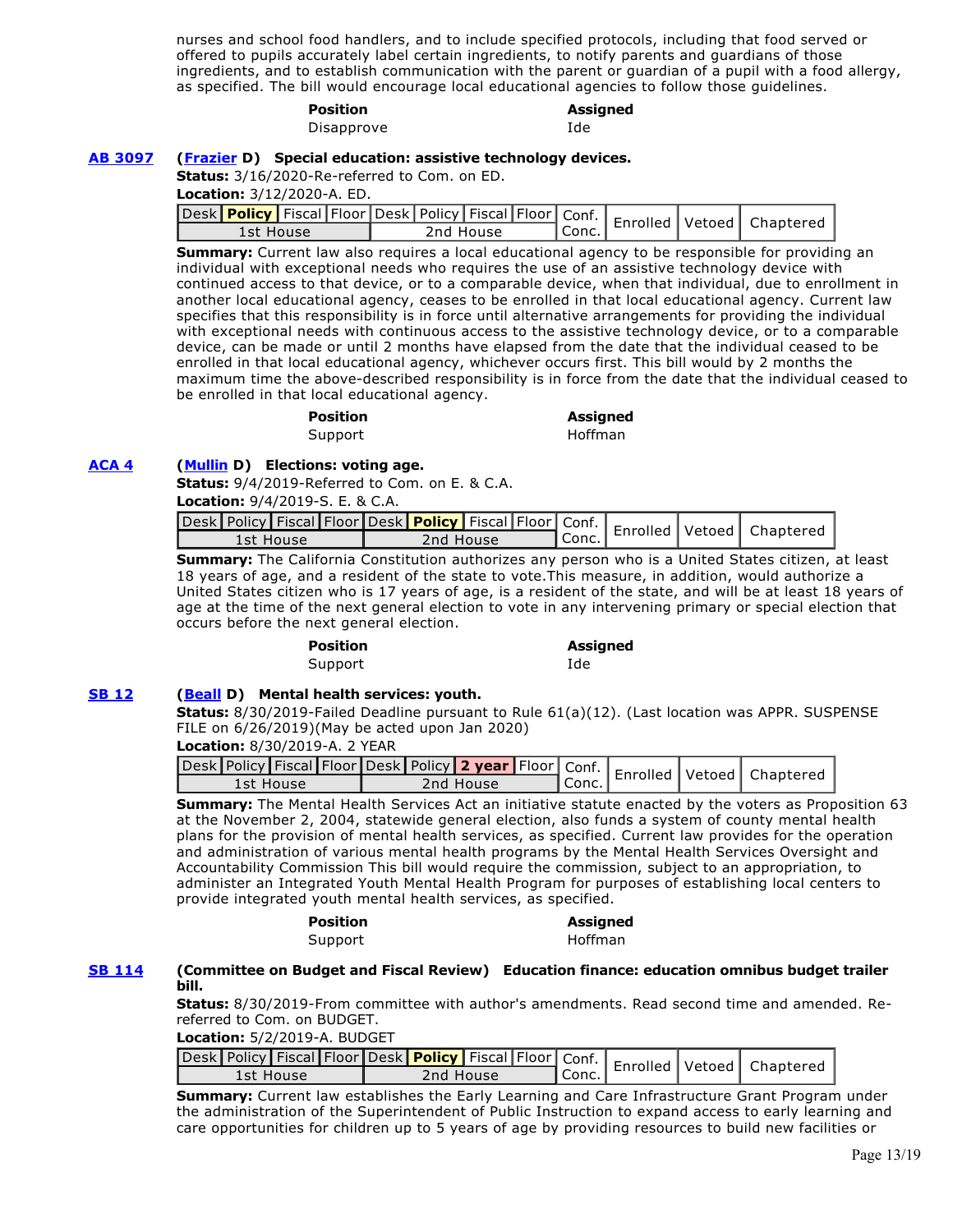nurses and school food handlers, and to include specified protocols, including that food served or offered to pupils accurately label certain ingredients, to notify parents and guardians of those ingredients, and to establish communication with the parent or guardian of a pupil with a food allergy, as specified. The bill would encourage local educational agencies to follow those guidelines.

| Position | Assigned |
|---|---|
| Disapprove | Ide |

**AB 3097** **(Frazier D) Special education: assistive technology devices.**

**Status:** 3/16/2020-Re-referred to Com. on ED.

**Location:** 3/12/2020-A. ED.

| Desk | **Policy** | Fiscal | Floor | Desk | Policy | Fiscal | Floor | Conf. Conc. | Enrolled | Vetoed | Chaptered |
|---|---|---|---|---|---|---|---|---|---|---|---|
| 1st House | | | | 2nd House | | | | | | | |

**Summary:** Current law also requires a local educational agency to be responsible for providing an individual with exceptional needs who requires the use of an assistive technology device with continued access to that device, or to a comparable device, when that individual, due to enrollment in another local educational agency, ceases to be enrolled in that local educational agency. Current law specifies that this responsibility is in force until alternative arrangements for providing the individual with exceptional needs with continuous access to the assistive technology device, or to a comparable device, can be made or until 2 months have elapsed from the date that the individual ceased to be enrolled in that local educational agency, whichever occurs first. This bill would by 2 months the maximum time the above-described responsibility is in force from the date that the individual ceased to be enrolled in that local educational agency.

| Position | Assigned |
|---|---|
| Support | Hoffman |

**ACA 4** **(Mullin D) Elections: voting age.**

**Status:** 9/4/2019-Referred to Com. on E. & C.A.

**Location:** 9/4/2019-S. E. & C.A.

| Desk | Policy | Fiscal | Floor | Desk | **Policy** | Fiscal | Floor | Conf. Conc. | Enrolled | Vetoed | Chaptered |
|---|---|---|---|---|---|---|---|---|---|---|---|
| 1st House | | | | 2nd House | | | | | | | |

**Summary:** The California Constitution authorizes any person who is a United States citizen, at least 18 years of age, and a resident of the state to vote.This measure, in addition, would authorize a United States citizen who is 17 years of age, is a resident of the state, and will be at least 18 years of age at the time of the next general election to vote in any intervening primary or special election that occurs before the next general election.

| Position | Assigned |
|---|---|
| Support | Ide |

**SB 12** **(Beall D) Mental health services: youth.**

**Status:** 8/30/2019-Failed Deadline pursuant to Rule 61(a)(12). (Last location was APPR. SUSPENSE FILE on 6/26/2019)(May be acted upon Jan 2020)

**Location:** 8/30/2019-A. 2 YEAR

| Desk | Policy | Fiscal | Floor | Desk | Policy | **2 year** | Floor | Conf. Conc. | Enrolled | Vetoed | Chaptered |
|---|---|---|---|---|---|---|---|---|---|---|---|
| 1st House | | | | 2nd House | | | | | | | |

**Summary:** The Mental Health Services Act an initiative statute enacted by the voters as Proposition 63 at the November 2, 2004, statewide general election, also funds a system of county mental health plans for the provision of mental health services, as specified. Current law provides for the operation and administration of various mental health programs by the Mental Health Services Oversight and Accountability Commission This bill would require the commission, subject to an appropriation, to administer an Integrated Youth Mental Health Program for purposes of establishing local centers to provide integrated youth mental health services, as specified.

| Position | Assigned |
|---|---|
| Support | Hoffman |

**SB 114** **(Committee on Budget and Fiscal Review) Education finance: education omnibus budget trailer bill.**

**Status:** 8/30/2019-From committee with author's amendments. Read second time and amended. Re-referred to Com. on BUDGET.

**Location:** 5/2/2019-A. BUDGET

| Desk | Policy | Fiscal | Floor | Desk | **Policy** | Fiscal | Floor | Conf. Conc. | Enrolled | Vetoed | Chaptered |
|---|---|---|---|---|---|---|---|---|---|---|---|
| 1st House | | | | 2nd House | | | | | | | |

**Summary:** Current law establishes the Early Learning and Care Infrastructure Grant Program under the administration of the Superintendent of Public Instruction to expand access to early learning and care opportunities for children up to 5 years of age by providing resources to build new facilities or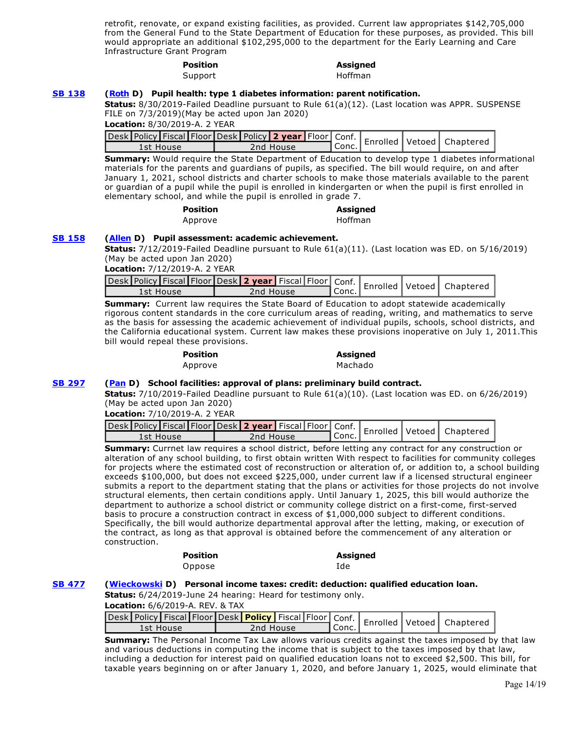retrofit, renovate, or expand existing facilities, as provided. Current law appropriates $142,705,000 from the General Fund to the State Department of Education for these purposes, as provided. This bill would appropriate an additional $102,295,000 to the department for the Early Learning and Care Infrastructure Grant Program

| Position | Assigned |
| --- | --- |
| Support | Hoffman |

**SB 138** **(Roth D) Pupil health: type 1 diabetes information: parent notification.**

**Status:** 8/30/2019-Failed Deadline pursuant to Rule 61(a)(12). (Last location was APPR. SUSPENSE FILE on 7/3/2019)(May be acted upon Jan 2020)

**Location:** 8/30/2019-A. 2 YEAR

| Desk | Policy | Fiscal | Floor | Desk | Policy | **2 year** | Floor | Conf. Conc. | Enrolled | Vetoed | Chaptered |
| --- | --- | --- | --- | --- | --- | --- | --- | --- | --- | --- | --- |
| 1st House | | | | 2nd House | | | | | | | |

**Summary:** Would require the State Department of Education to develop type 1 diabetes informational materials for the parents and guardians of pupils, as specified. The bill would require, on and after January 1, 2021, school districts and charter schools to make those materials available to the parent or guardian of a pupil while the pupil is enrolled in kindergarten or when the pupil is first enrolled in elementary school, and while the pupil is enrolled in grade 7.

| Position | Assigned |
| --- | --- |
| Approve | Hoffman |

**SB 158** **(Allen D) Pupil assessment: academic achievement.**

**Status:** 7/12/2019-Failed Deadline pursuant to Rule 61(a)(11). (Last location was ED. on 5/16/2019) (May be acted upon Jan 2020)

**Location:** 7/12/2019-A. 2 YEAR

| Desk | Policy | Fiscal | Floor | Desk | **2 year** | Fiscal | Floor | Conf. Conc. | Enrolled | Vetoed | Chaptered |
| --- | --- | --- | --- | --- | --- | --- | --- | --- | --- | --- | --- |
| 1st House | | | | 2nd House | | | | | | | |

**Summary:** Current law requires the State Board of Education to adopt statewide academically rigorous content standards in the core curriculum areas of reading, writing, and mathematics to serve as the basis for assessing the academic achievement of individual pupils, schools, school districts, and the California educational system. Current law makes these provisions inoperative on July 1, 2011.This bill would repeal these provisions.

| Position | Assigned |
| --- | --- |
| Approve | Machado |

**SB 297** **(Pan D) School facilities: approval of plans: preliminary build contract.**

**Status:** 7/10/2019-Failed Deadline pursuant to Rule 61(a)(10). (Last location was ED. on 6/26/2019) (May be acted upon Jan 2020)

**Location:** 7/10/2019-A. 2 YEAR

| Desk | Policy | Fiscal | Floor | Desk | **2 year** | Fiscal | Floor | Conf. Conc. | Enrolled | Vetoed | Chaptered |
| --- | --- | --- | --- | --- | --- | --- | --- | --- | --- | --- | --- |
| 1st House | | | | 2nd House | | | | | | | |

**Summary:** Currnet law requires a school district, before letting any contract for any construction or alteration of any school building, to first obtain written With respect to facilities for community colleges for projects where the estimated cost of reconstruction or alteration of, or addition to, a school building exceeds $100,000, but does not exceed $225,000, under current law if a licensed structural engineer submits a report to the department stating that the plans or activities for those projects do not involve structural elements, then certain conditions apply. Until January 1, 2025, this bill would authorize the department to authorize a school district or community college district on a first-come, first-served basis to procure a construction contract in excess of $1,000,000 subject to different conditions. Specifically, the bill would authorize departmental approval after the letting, making, or execution of the contract, as long as that approval is obtained before the commencement of any alteration or construction.

| Position | Assigned |
| --- | --- |
| Oppose | Ide |

**SB 477** **(Wieckowski D) Personal income taxes: credit: deduction: qualified education loan.**

**Status:** 6/24/2019-June 24 hearing: Heard for testimony only.

**Location:** 6/6/2019-A. REV. & TAX

| Desk | Policy | Fiscal | Floor | Desk | **Policy** | Fiscal | Floor | Conf. Conc. | Enrolled | Vetoed | Chaptered |
| --- | --- | --- | --- | --- | --- | --- | --- | --- | --- | --- | --- |
| 1st House | | | | 2nd House | | | | | | | |

**Summary:** The Personal Income Tax Law allows various credits against the taxes imposed by that law and various deductions in computing the income that is subject to the taxes imposed by that law, including a deduction for interest paid on qualified education loans not to exceed $2,500. This bill, for taxable years beginning on or after January 1, 2020, and before January 1, 2025, would eliminate that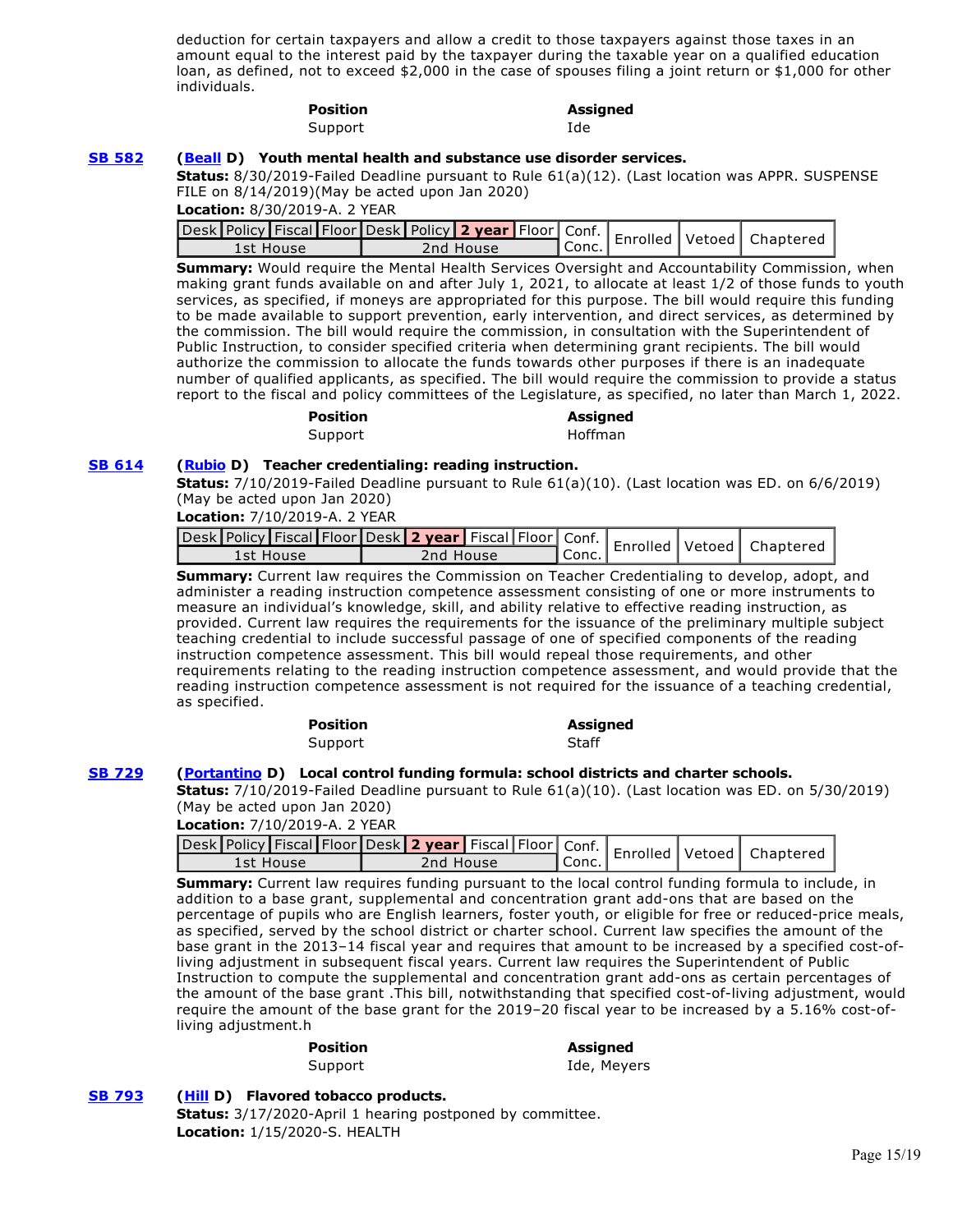deduction for certain taxpayers and allow a credit to those taxpayers against those taxes in an amount equal to the interest paid by the taxpayer during the taxable year on a qualified education loan, as defined, not to exceed $2,000 in the case of spouses filing a joint return or $1,000 for other individuals.

| Position | Assigned |
|---|---|
| Support | Ide |

**SB 582** **(Beall D) Youth mental health and substance use disorder services.**

**Status:** 8/30/2019-Failed Deadline pursuant to Rule 61(a)(12). (Last location was APPR. SUSPENSE FILE on 8/14/2019)(May be acted upon Jan 2020)

**Location:** 8/30/2019-A. 2 YEAR

| Desk | Policy | Fiscal | Floor | Desk | Policy | 2 year | Floor | Conf. Conc. | Enrolled | Vetoed | Chaptered |
|---|---|---|---|---|---|---|---|---|---|---|---|
| 1st House | | | | 2nd House | | | | | | | |

**Summary:** Would require the Mental Health Services Oversight and Accountability Commission, when making grant funds available on and after July 1, 2021, to allocate at least 1/2 of those funds to youth services, as specified, if moneys are appropriated for this purpose. The bill would require this funding to be made available to support prevention, early intervention, and direct services, as determined by the commission. The bill would require the commission, in consultation with the Superintendent of Public Instruction, to consider specified criteria when determining grant recipients. The bill would authorize the commission to allocate the funds towards other purposes if there is an inadequate number of qualified applicants, as specified. The bill would require the commission to provide a status report to the fiscal and policy committees of the Legislature, as specified, no later than March 1, 2022.

| Position | Assigned |
|---|---|
| Support | Hoffman |

**SB 614** **(Rubio D) Teacher credentialing: reading instruction.**

**Status:** 7/10/2019-Failed Deadline pursuant to Rule 61(a)(10). (Last location was ED. on 6/6/2019) (May be acted upon Jan 2020)

**Location:** 7/10/2019-A. 2 YEAR

| Desk | Policy | Fiscal | Floor | Desk | 2 year | Fiscal | Floor | Conf. Conc. | Enrolled | Vetoed | Chaptered |
|---|---|---|---|---|---|---|---|---|---|---|---|
| 1st House | | | | 2nd House | | | | | | | |

**Summary:** Current law requires the Commission on Teacher Credentialing to develop, adopt, and administer a reading instruction competence assessment consisting of one or more instruments to measure an individual's knowledge, skill, and ability relative to effective reading instruction, as provided. Current law requires the requirements for the issuance of the preliminary multiple subject teaching credential to include successful passage of one of specified components of the reading instruction competence assessment. This bill would repeal those requirements, and other requirements relating to the reading instruction competence assessment, and would provide that the reading instruction competence assessment is not required for the issuance of a teaching credential, as specified.

| Position | Assigned |
|---|---|
| Support | Staff |

**SB 729** **(Portantino D) Local control funding formula: school districts and charter schools.**

**Status:** 7/10/2019-Failed Deadline pursuant to Rule 61(a)(10). (Last location was ED. on 5/30/2019) (May be acted upon Jan 2020)

**Location:** 7/10/2019-A. 2 YEAR

| Desk | Policy | Fiscal | Floor | Desk | 2 year | Fiscal | Floor | Conf. Conc. | Enrolled | Vetoed | Chaptered |
|---|---|---|---|---|---|---|---|---|---|---|---|
| 1st House | | | | 2nd House | | | | | | | |

**Summary:** Current law requires funding pursuant to the local control funding formula to include, in addition to a base grant, supplemental and concentration grant add-ons that are based on the percentage of pupils who are English learners, foster youth, or eligible for free or reduced-price meals, as specified, served by the school district or charter school. Current law specifies the amount of the base grant in the 2013–14 fiscal year and requires that amount to be increased by a specified cost-of-living adjustment in subsequent fiscal years. Current law requires the Superintendent of Public Instruction to compute the supplemental and concentration grant add-ons as certain percentages of the amount of the base grant .This bill, notwithstanding that specified cost-of-living adjustment, would require the amount of the base grant for the 2019–20 fiscal year to be increased by a 5.16% cost-of-living adjustment.h

| Position | Assigned |
|---|---|
| Support | Ide, Meyers |

**SB 793** **(Hill D) Flavored tobacco products.**

**Status:** 3/17/2020-April 1 hearing postponed by committee.

**Location:** 1/15/2020-S. HEALTH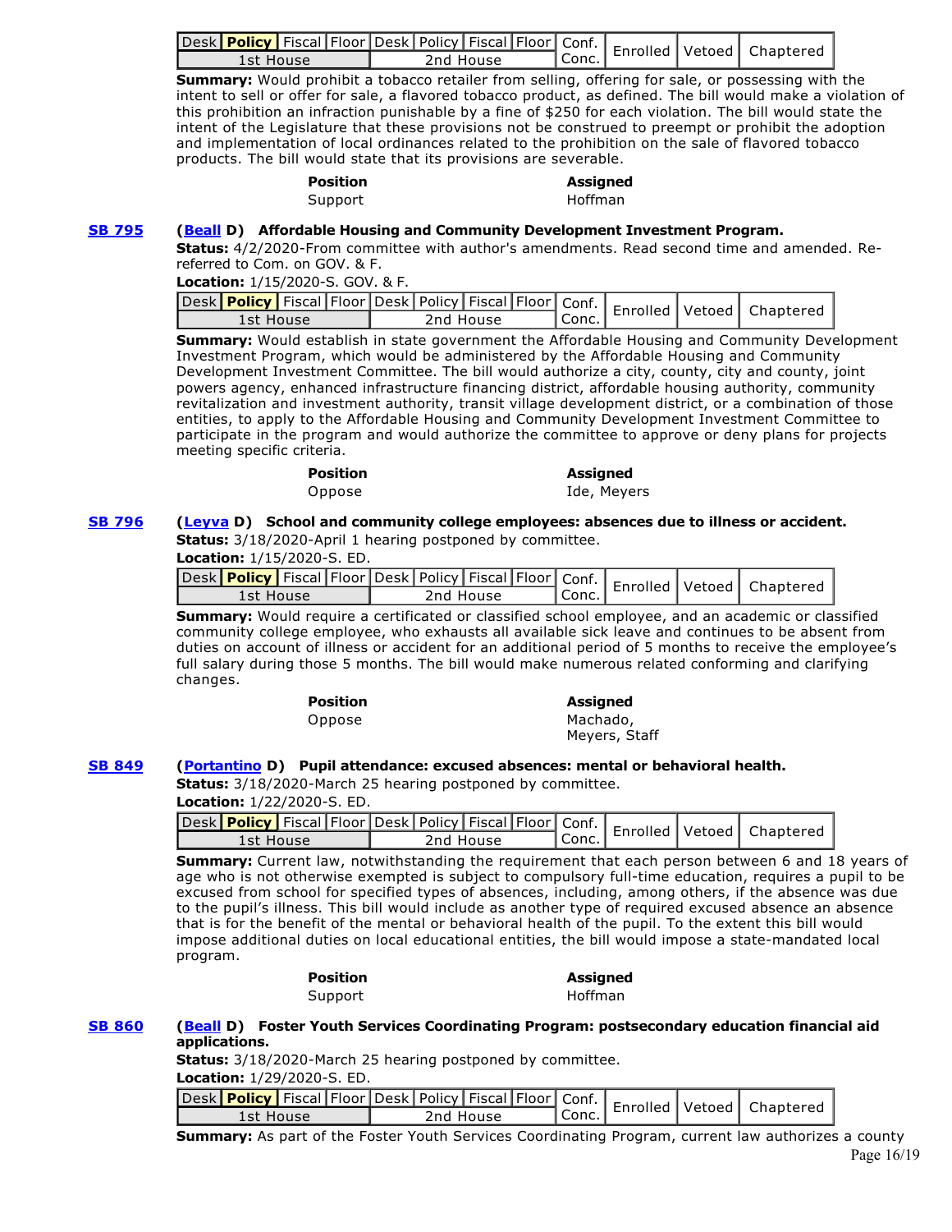| Desk | **Policy** | Fiscal | Floor | Desk | Policy | Fiscal | Floor | Conf. | Enrolled | Vetoed | Chaptered |
|---|---|---|---|---|---|---|---|---|---|---|---|
| 1st House | | | | 2nd House | | | | Conc. | | | |

**Summary:** Would prohibit a tobacco retailer from selling, offering for sale, or possessing with the intent to sell or offer for sale, a flavored tobacco product, as defined. The bill would make a violation of this prohibition an infraction punishable by a fine of $250 for each violation. The bill would state the intent of the Legislature that these provisions not be construed to preempt or prohibit the adoption and implementation of local ordinances related to the prohibition on the sale of flavored tobacco products. The bill would state that its provisions are severable.

| **Position** | **Assigned** |
|---|---|
| Support | Hoffman |

**SB 795** **(Beall D) Affordable Housing and Community Development Investment Program.**

**Status:** 4/2/2020-From committee with author's amendments. Read second time and amended. Re-referred to Com. on GOV. & F.

**Location:** 1/15/2020-S. GOV. & F.

| Desk | **Policy** | Fiscal | Floor | Desk | Policy | Fiscal | Floor | Conf. | Enrolled | Vetoed | Chaptered |
|---|---|---|---|---|---|---|---|---|---|---|---|
| 1st House | | | | 2nd House | | | | Conc. | | | |

**Summary:** Would establish in state government the Affordable Housing and Community Development Investment Program, which would be administered by the Affordable Housing and Community Development Investment Committee. The bill would authorize a city, county, city and county, joint powers agency, enhanced infrastructure financing district, affordable housing authority, community revitalization and investment authority, transit village development district, or a combination of those entities, to apply to the Affordable Housing and Community Development Investment Committee to participate in the program and would authorize the committee to approve or deny plans for projects meeting specific criteria.

| **Position** | **Assigned** |
|---|---|
| Oppose | Ide, Meyers |

**SB 796** **(Leyva D) School and community college employees: absences due to illness or accident.**

**Status:** 3/18/2020-April 1 hearing postponed by committee.

**Location:** 1/15/2020-S. ED.

| Desk | **Policy** | Fiscal | Floor | Desk | Policy | Fiscal | Floor | Conf. | Enrolled | Vetoed | Chaptered |
|---|---|---|---|---|---|---|---|---|---|---|---|
| 1st House | | | | 2nd House | | | | Conc. | | | |

**Summary:** Would require a certificated or classified school employee, and an academic or classified community college employee, who exhausts all available sick leave and continues to be absent from duties on account of illness or accident for an additional period of 5 months to receive the employee's full salary during those 5 months. The bill would make numerous related conforming and clarifying changes.

| **Position** | **Assigned** |
|---|---|
| Oppose | Machado, Meyers, Staff |

**SB 849** **(Portantino D) Pupil attendance: excused absences: mental or behavioral health.**

**Status:** 3/18/2020-March 25 hearing postponed by committee.

**Location:** 1/22/2020-S. ED.

| Desk | **Policy** | Fiscal | Floor | Desk | Policy | Fiscal | Floor | Conf. | Enrolled | Vetoed | Chaptered |
|---|---|---|---|---|---|---|---|---|---|---|---|
| 1st House | | | | 2nd House | | | | Conc. | | | |

**Summary:** Current law, notwithstanding the requirement that each person between 6 and 18 years of age who is not otherwise exempted is subject to compulsory full-time education, requires a pupil to be excused from school for specified types of absences, including, among others, if the absence was due to the pupil's illness. This bill would include as another type of required excused absence an absence that is for the benefit of the mental or behavioral health of the pupil. To the extent this bill would impose additional duties on local educational entities, the bill would impose a state-mandated local program.

| **Position** | **Assigned** |
|---|---|
| Support | Hoffman |

**SB 860** **(Beall D) Foster Youth Services Coordinating Program: postsecondary education financial aid applications.**

**Status:** 3/18/2020-March 25 hearing postponed by committee.

**Location:** 1/29/2020-S. ED.

| Desk | **Policy** | Fiscal | Floor | Desk | Policy | Fiscal | Floor | Conf. | Enrolled | Vetoed | Chaptered |
|---|---|---|---|---|---|---|---|---|---|---|---|
| 1st House | | | | 2nd House | | | | Conc. | | | |

**Summary:** As part of the Foster Youth Services Coordinating Program, current law authorizes a county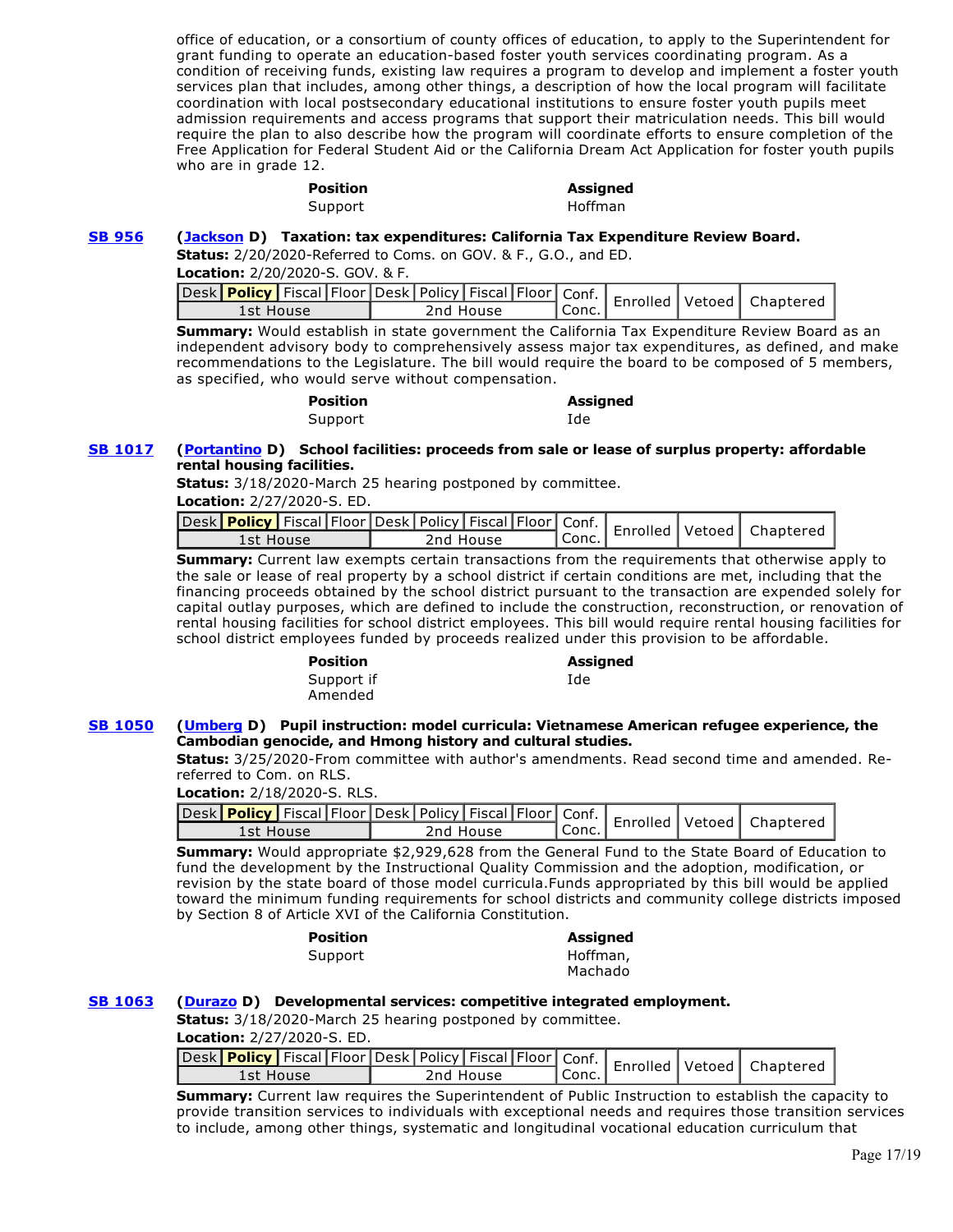office of education, or a consortium of county offices of education, to apply to the Superintendent for grant funding to operate an education-based foster youth services coordinating program. As a condition of receiving funds, existing law requires a program to develop and implement a foster youth services plan that includes, among other things, a description of how the local program will facilitate coordination with local postsecondary educational institutions to ensure foster youth pupils meet admission requirements and access programs that support their matriculation needs. This bill would require the plan to also describe how the program will coordinate efforts to ensure completion of the Free Application for Federal Student Aid or the California Dream Act Application for foster youth pupils who are in grade 12.

| **Position** | **Assigned** |
|---|---|
| Support | Hoffman |

**SB 956** **(Jackson D) Taxation: tax expenditures: California Tax Expenditure Review Board.**

**Status:** 2/20/2020-Referred to Coms. on GOV. & F., G.O., and ED.

**Location:** 2/20/2020-S. GOV. & F.

| Desk | **Policy** | Fiscal | Floor | Desk | Policy | Fiscal | Floor | Conf. Conc. | Enrolled | Vetoed | Chaptered |
|---|---|---|---|---|---|---|---|---|---|---|---|
| 1st House | | | | 2nd House | | | | | | | |

**Summary:** Would establish in state government the California Tax Expenditure Review Board as an independent advisory body to comprehensively assess major tax expenditures, as defined, and make recommendations to the Legislature. The bill would require the board to be composed of 5 members, as specified, who would serve without compensation.

| **Position** | **Assigned** |
|---|---|
| Support | Ide |

**SB 1017** **(Portantino D) School facilities: proceeds from sale or lease of surplus property: affordable rental housing facilities.**

**Status:** 3/18/2020-March 25 hearing postponed by committee.

**Location:** 2/27/2020-S. ED.

| Desk | **Policy** | Fiscal | Floor | Desk | Policy | Fiscal | Floor | Conf. Conc. | Enrolled | Vetoed | Chaptered |
|---|---|---|---|---|---|---|---|---|---|---|---|
| 1st House | | | | 2nd House | | | | | | | |

**Summary:** Current law exempts certain transactions from the requirements that otherwise apply to the sale or lease of real property by a school district if certain conditions are met, including that the financing proceeds obtained by the school district pursuant to the transaction are expended solely for capital outlay purposes, which are defined to include the construction, reconstruction, or renovation of rental housing facilities for school district employees. This bill would require rental housing facilities for school district employees funded by proceeds realized under this provision to be affordable.

| **Position** | **Assigned** |
|---|---|
| Support if Amended | Ide |

**SB 1050** **(Umberg D) Pupil instruction: model curricula: Vietnamese American refugee experience, the Cambodian genocide, and Hmong history and cultural studies.**

**Status:** 3/25/2020-From committee with author's amendments. Read second time and amended. Re-referred to Com. on RLS.

**Location:** 2/18/2020-S. RLS.

| Desk | **Policy** | Fiscal | Floor | Desk | Policy | Fiscal | Floor | Conf. Conc. | Enrolled | Vetoed | Chaptered |
|---|---|---|---|---|---|---|---|---|---|---|---|
| 1st House | | | | 2nd House | | | | | | | |

**Summary:** Would appropriate $2,929,628 from the General Fund to the State Board of Education to fund the development by the Instructional Quality Commission and the adoption, modification, or revision by the state board of those model curricula.Funds appropriated by this bill would be applied toward the minimum funding requirements for school districts and community college districts imposed by Section 8 of Article XVI of the California Constitution.

| **Position** | **Assigned** |
|---|---|
| Support | Hoffman, Machado |

**SB 1063** **(Durazo D) Developmental services: competitive integrated employment.**

**Status:** 3/18/2020-March 25 hearing postponed by committee.

**Location:** 2/27/2020-S. ED.

| Desk | **Policy** | Fiscal | Floor | Desk | Policy | Fiscal | Floor | Conf. Conc. | Enrolled | Vetoed | Chaptered |
|---|---|---|---|---|---|---|---|---|---|---|---|
| 1st House | | | | 2nd House | | | | | | | |

**Summary:** Current law requires the Superintendent of Public Instruction to establish the capacity to provide transition services to individuals with exceptional needs and requires those transition services to include, among other things, systematic and longitudinal vocational education curriculum that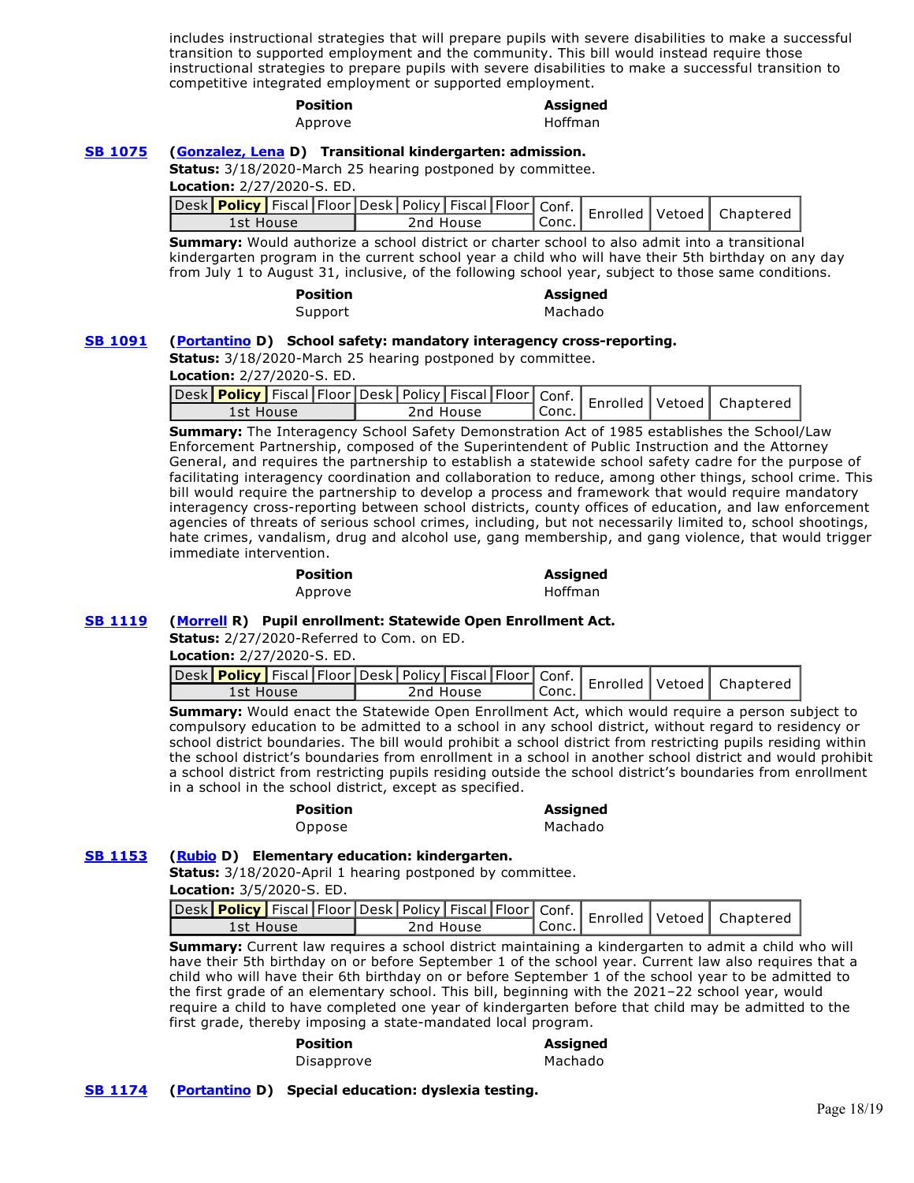includes instructional strategies that will prepare pupils with severe disabilities to make a successful transition to supported employment and the community. This bill would instead require those instructional strategies to prepare pupils with severe disabilities to make a successful transition to competitive integrated employment or supported employment.

| Position | Assigned |
|---|---|
| Approve | Hoffman |

**SB 1075** (**Gonzalez, Lena** D) **Transitional kindergarten: admission.**

**Status:** 3/18/2020-March 25 hearing postponed by committee.

**Location:** 2/27/2020-S. ED.

| Desk | **Policy** | Fiscal | Floor | Desk | Policy | Fiscal | Floor | Conf. | Enrolled | Vetoed | Chaptered |
|---|---|---|---|---|---|---|---|---|---|---|---|
| 1st House | | | | 2nd House | | | | Conc. | | | |

**Summary:** Would authorize a school district or charter school to also admit into a transitional kindergarten program in the current school year a child who will have their 5th birthday on any day from July 1 to August 31, inclusive, of the following school year, subject to those same conditions.

| Position | Assigned |
|---|---|
| Support | Machado |

**SB 1091** (**Portantino** D) **School safety: mandatory interagency cross-reporting.**

**Status:** 3/18/2020-March 25 hearing postponed by committee.

**Location:** 2/27/2020-S. ED.

| Desk | **Policy** | Fiscal | Floor | Desk | Policy | Fiscal | Floor | Conf. | Enrolled | Vetoed | Chaptered |
|---|---|---|---|---|---|---|---|---|---|---|---|
| 1st House | | | | 2nd House | | | | Conc. | | | |

**Summary:** The Interagency School Safety Demonstration Act of 1985 establishes the School/Law Enforcement Partnership, composed of the Superintendent of Public Instruction and the Attorney General, and requires the partnership to establish a statewide school safety cadre for the purpose of facilitating interagency coordination and collaboration to reduce, among other things, school crime. This bill would require the partnership to develop a process and framework that would require mandatory interagency cross-reporting between school districts, county offices of education, and law enforcement agencies of threats of serious school crimes, including, but not necessarily limited to, school shootings, hate crimes, vandalism, drug and alcohol use, gang membership, and gang violence, that would trigger immediate intervention.

| Position | Assigned |
|---|---|
| Approve | Hoffman |

**SB 1119** (**Morrell** R) **Pupil enrollment: Statewide Open Enrollment Act.**

**Status:** 2/27/2020-Referred to Com. on ED.

**Location:** 2/27/2020-S. ED.

| Desk | **Policy** | Fiscal | Floor | Desk | Policy | Fiscal | Floor | Conf. | Enrolled | Vetoed | Chaptered |
|---|---|---|---|---|---|---|---|---|---|---|---|
| 1st House | | | | 2nd House | | | | Conc. | | | |

**Summary:** Would enact the Statewide Open Enrollment Act, which would require a person subject to compulsory education to be admitted to a school in any school district, without regard to residency or school district boundaries. The bill would prohibit a school district from restricting pupils residing within the school district's boundaries from enrollment in a school in another school district and would prohibit a school district from restricting pupils residing outside the school district's boundaries from enrollment in a school in the school district, except as specified.

| Position | Assigned |
|---|---|
| Oppose | Machado |

**SB 1153** (**Rubio** D) **Elementary education: kindergarten.**

**Status:** 3/18/2020-April 1 hearing postponed by committee.

**Location:** 3/5/2020-S. ED.

| Desk | **Policy** | Fiscal | Floor | Desk | Policy | Fiscal | Floor | Conf. | Enrolled | Vetoed | Chaptered |
|---|---|---|---|---|---|---|---|---|---|---|---|
| 1st House | | | | 2nd House | | | | Conc. | | | |

**Summary:** Current law requires a school district maintaining a kindergarten to admit a child who will have their 5th birthday on or before September 1 of the school year. Current law also requires that a child who will have their 6th birthday on or before September 1 of the school year to be admitted to the first grade of an elementary school. This bill, beginning with the 2021–22 school year, would require a child to have completed one year of kindergarten before that child may be admitted to the first grade, thereby imposing a state-mandated local program.

| Position | Assigned |
|---|---|
| Disapprove | Machado |

**SB 1174** (**Portantino** D) **Special education: dyslexia testing.**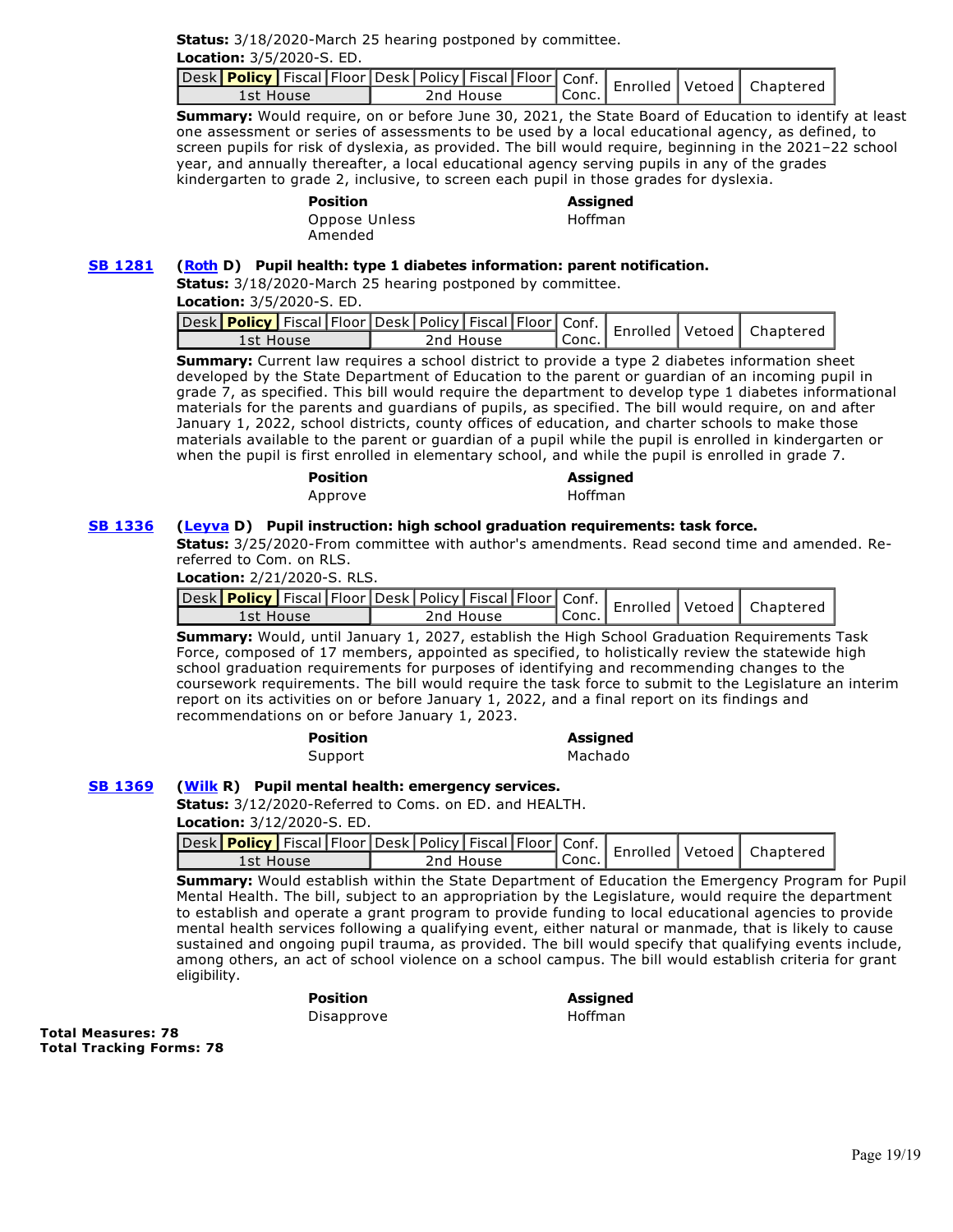**Status:** 3/18/2020-March 25 hearing postponed by committee.
**Location:** 3/5/2020-S. ED.

| Desk | **Policy** | Fiscal | Floor | Desk | Policy | Fiscal | Floor | Conf. Conc. | Enrolled | Vetoed | Chaptered |
|---|---|---|---|---|---|---|---|---|---|---|---|
| 1st House | | | | 2nd House | | | | | | | |

**Summary:** Would require, on or before June 30, 2021, the State Board of Education to identify at least one assessment or series of assessments to be used by a local educational agency, as defined, to screen pupils for risk of dyslexia, as provided. The bill would require, beginning in the 2021–22 school year, and annually thereafter, a local educational agency serving pupils in any of the grades kindergarten to grade 2, inclusive, to screen each pupil in those grades for dyslexia.

| Position | Assigned |
|---|---|
| Oppose Unless Amended | Hoffman |

**SB 1281** **(Roth D) Pupil health: type 1 diabetes information: parent notification.**
**Status:** 3/18/2020-March 25 hearing postponed by committee.
**Location:** 3/5/2020-S. ED.

| Desk | **Policy** | Fiscal | Floor | Desk | Policy | Fiscal | Floor | Conf. Conc. | Enrolled | Vetoed | Chaptered |
|---|---|---|---|---|---|---|---|---|---|---|---|
| 1st House | | | | 2nd House | | | | | | | |

**Summary:** Current law requires a school district to provide a type 2 diabetes information sheet developed by the State Department of Education to the parent or guardian of an incoming pupil in grade 7, as specified. This bill would require the department to develop type 1 diabetes informational materials for the parents and guardians of pupils, as specified. The bill would require, on and after January 1, 2022, school districts, county offices of education, and charter schools to make those materials available to the parent or guardian of a pupil while the pupil is enrolled in kindergarten or when the pupil is first enrolled in elementary school, and while the pupil is enrolled in grade 7.

| Position | Assigned |
|---|---|
| Approve | Hoffman |

**SB 1336** **(Leyva D) Pupil instruction: high school graduation requirements: task force.**
**Status:** 3/25/2020-From committee with author's amendments. Read second time and amended. Re-referred to Com. on RLS.
**Location:** 2/21/2020-S. RLS.

| Desk | **Policy** | Fiscal | Floor | Desk | Policy | Fiscal | Floor | Conf. Conc. | Enrolled | Vetoed | Chaptered |
|---|---|---|---|---|---|---|---|---|---|---|---|
| 1st House | | | | 2nd House | | | | | | | |

**Summary:** Would, until January 1, 2027, establish the High School Graduation Requirements Task Force, composed of 17 members, appointed as specified, to holistically review the statewide high school graduation requirements for purposes of identifying and recommending changes to the coursework requirements. The bill would require the task force to submit to the Legislature an interim report on its activities on or before January 1, 2022, and a final report on its findings and recommendations on or before January 1, 2023.

| Position | Assigned |
|---|---|
| Support | Machado |

**SB 1369** **(Wilk R) Pupil mental health: emergency services.**
**Status:** 3/12/2020-Referred to Coms. on ED. and HEALTH.
**Location:** 3/12/2020-S. ED.

| Desk | **Policy** | Fiscal | Floor | Desk | Policy | Fiscal | Floor | Conf. Conc. | Enrolled | Vetoed | Chaptered |
|---|---|---|---|---|---|---|---|---|---|---|---|
| 1st House | | | | 2nd House | | | | | | | |

**Summary:** Would establish within the State Department of Education the Emergency Program for Pupil Mental Health. The bill, subject to an appropriation by the Legislature, would require the department to establish and operate a grant program to provide funding to local educational agencies to provide mental health services following a qualifying event, either natural or manmade, that is likely to cause sustained and ongoing pupil trauma, as provided. The bill would specify that qualifying events include, among others, an act of school violence on a school campus. The bill would establish criteria for grant eligibility.

| Position | Assigned |
|---|---|
| Disapprove | Hoffman |

**Total Measures: 78**
**Total Tracking Forms: 78**